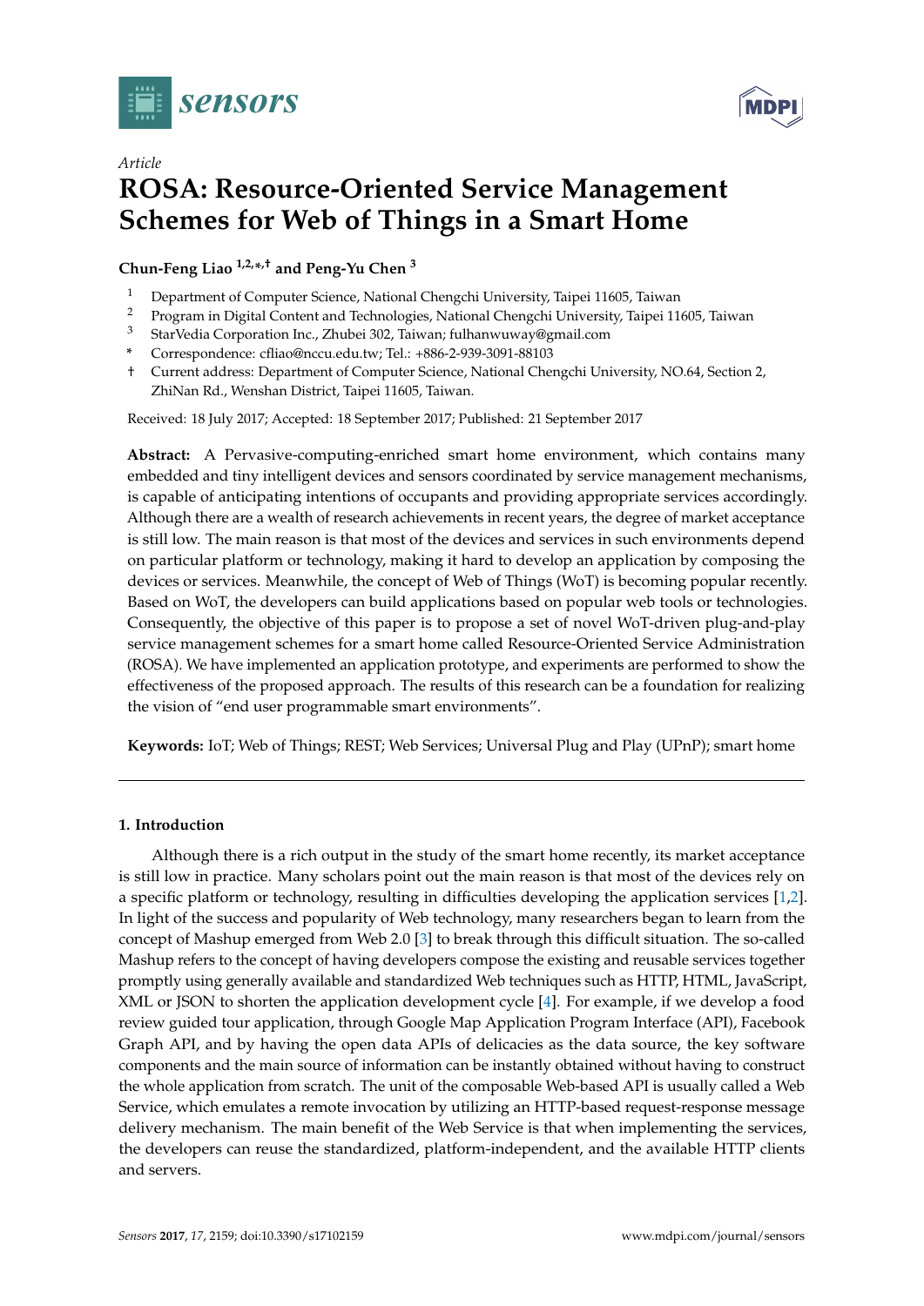*Article*

# ROSA: Resource-Oriented Service Management Schemes for Web of Things in a Smart Home

**Chun-Feng Liao [1,2,*,†] and Peng-Yu Chen [3]**

1. Department of Computer Science, National Chengchi University, Taipei 11605, Taiwan
2. Program in Digital Content and Technologies, National Chengchi University, Taipei 11605, Taiwan
3. StarVedia Corporation Inc., Zhubei 302, Taiwan; fulhanwuway@gmail.com

\* Correspondence: cfliao@nccu.edu.tw; Tel.: +886-2-939-3091-88103

† Current address: Department of Computer Science, National Chengchi University, NO.64, Section 2, ZhiNan Rd., Wenshan District, Taipei 11605, Taiwan.

Received: 18 July 2017; Accepted: 18 September 2017; Published: 21 September 2017

**Abstract:** A Pervasive-computing-enriched smart home environment, which contains many embedded and tiny intelligent devices and sensors coordinated by service management mechanisms, is capable of anticipating intentions of occupants and providing appropriate services accordingly. Although there are a wealth of research achievements in recent years, the degree of market acceptance is still low. The main reason is that most of the devices and services in such environments depend on particular platform or technology, making it hard to develop an application by composing the devices or services. Meanwhile, the concept of Web of Things (WoT) is becoming popular recently. Based on WoT, the developers can build applications based on popular web tools or technologies. Consequently, the objective of this paper is to propose a set of novel WoT-driven plug-and-play service management schemes for a smart home called Resource-Oriented Service Administration (ROSA). We have implemented an application prototype, and experiments are performed to show the effectiveness of the proposed approach. The results of this research can be a foundation for realizing the vision of "end user programmable smart environments".

**Keywords:** IoT; Web of Things; REST; Web Services; Universal Plug and Play (UPnP); smart home

## 1. Introduction

Although there is a rich output in the study of the smart home recently, its market acceptance is still low in practice. Many scholars point out the main reason is that most of the devices rely on a specific platform or technology, resulting in difficulties developing the application services [1,2]. In light of the success and popularity of Web technology, many researchers began to learn from the concept of Mashup emerged from Web 2.0 [3] to break through this difficult situation. The so-called Mashup refers to the concept of having developers compose the existing and reusable services together promptly using generally available and standardized Web techniques such as HTTP, HTML, JavaScript, XML or JSON to shorten the application development cycle [4]. For example, if we develop a food review guided tour application, through Google Map Application Program Interface (API), Facebook Graph API, and by having the open data APIs of delicacies as the data source, the key software components and the main source of information can be instantly obtained without having to construct the whole application from scratch. The unit of the composable Web-based API is usually called a Web Service, which emulates a remote invocation by utilizing an HTTP-based request-response message delivery mechanism. The main benefit of the Web Service is that when implementing the services, the developers can reuse the standardized, platform-independent, and the available HTTP clients and servers.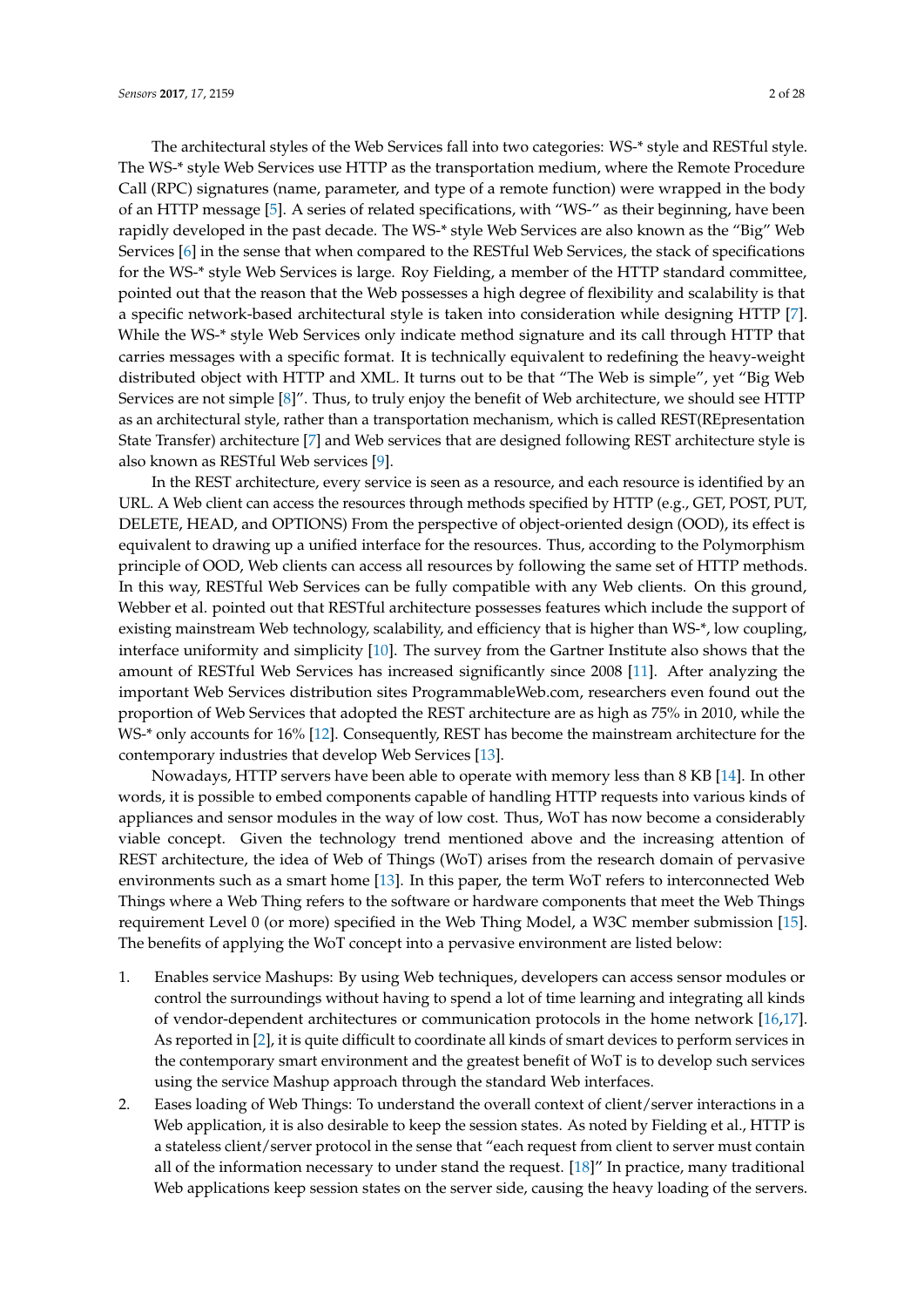The architectural styles of the Web Services fall into two categories: WS-* style and RESTful style. The WS-* style Web Services use HTTP as the transportation medium, where the Remote Procedure Call (RPC) signatures (name, parameter, and type of a remote function) were wrapped in the body of an HTTP message [5]. A series of related specifications, with "WS-" as their beginning, have been rapidly developed in the past decade. The WS-* style Web Services are also known as the "Big" Web Services [6] in the sense that when compared to the RESTful Web Services, the stack of specifications for the WS-* style Web Services is large. Roy Fielding, a member of the HTTP standard committee, pointed out that the reason that the Web possesses a high degree of flexibility and scalability is that a specific network-based architectural style is taken into consideration while designing HTTP [7]. While the WS-* style Web Services only indicate method signature and its call through HTTP that carries messages with a specific format. It is technically equivalent to redefining the heavy-weight distributed object with HTTP and XML. It turns out to be that "The Web is simple", yet "Big Web Services are not simple [8]". Thus, to truly enjoy the benefit of Web architecture, we should see HTTP as an architectural style, rather than a transportation mechanism, which is called REST(REpresentation State Transfer) architecture [7] and Web services that are designed following REST architecture style is also known as RESTful Web services [9].

In the REST architecture, every service is seen as a resource, and each resource is identified by an URL. A Web client can access the resources through methods specified by HTTP (e.g., GET, POST, PUT, DELETE, HEAD, and OPTIONS) From the perspective of object-oriented design (OOD), its effect is equivalent to drawing up a unified interface for the resources. Thus, according to the Polymorphism principle of OOD, Web clients can access all resources by following the same set of HTTP methods. In this way, RESTful Web Services can be fully compatible with any Web clients. On this ground, Webber et al. pointed out that RESTful architecture possesses features which include the support of existing mainstream Web technology, scalability, and efficiency that is higher than WS-*, low coupling, interface uniformity and simplicity [10]. The survey from the Gartner Institute also shows that the amount of RESTful Web Services has increased significantly since 2008 [11]. After analyzing the important Web Services distribution sites ProgrammableWeb.com, researchers even found out the proportion of Web Services that adopted the REST architecture are as high as 75% in 2010, while the WS-* only accounts for 16% [12]. Consequently, REST has become the mainstream architecture for the contemporary industries that develop Web Services [13].

Nowadays, HTTP servers have been able to operate with memory less than 8 KB [14]. In other words, it is possible to embed components capable of handling HTTP requests into various kinds of appliances and sensor modules in the way of low cost. Thus, WoT has now become a considerably viable concept. Given the technology trend mentioned above and the increasing attention of REST architecture, the idea of Web of Things (WoT) arises from the research domain of pervasive environments such as a smart home [13]. In this paper, the term WoT refers to interconnected Web Things where a Web Thing refers to the software or hardware components that meet the Web Things requirement Level 0 (or more) specified in the Web Thing Model, a W3C member submission [15]. The benefits of applying the WoT concept into a pervasive environment are listed below:

1. Enables service Mashups: By using Web techniques, developers can access sensor modules or control the surroundings without having to spend a lot of time learning and integrating all kinds of vendor-dependent architectures or communication protocols in the home network [16,17]. As reported in [2], it is quite difficult to coordinate all kinds of smart devices to perform services in the contemporary smart environment and the greatest benefit of WoT is to develop such services using the service Mashup approach through the standard Web interfaces.
2. Eases loading of Web Things: To understand the overall context of client/server interactions in a Web application, it is also desirable to keep the session states. As noted by Fielding et al., HTTP is a stateless client/server protocol in the sense that "each request from client to server must contain all of the information necessary to under stand the request. [18]" In practice, many traditional Web applications keep session states on the server side, causing the heavy loading of the servers.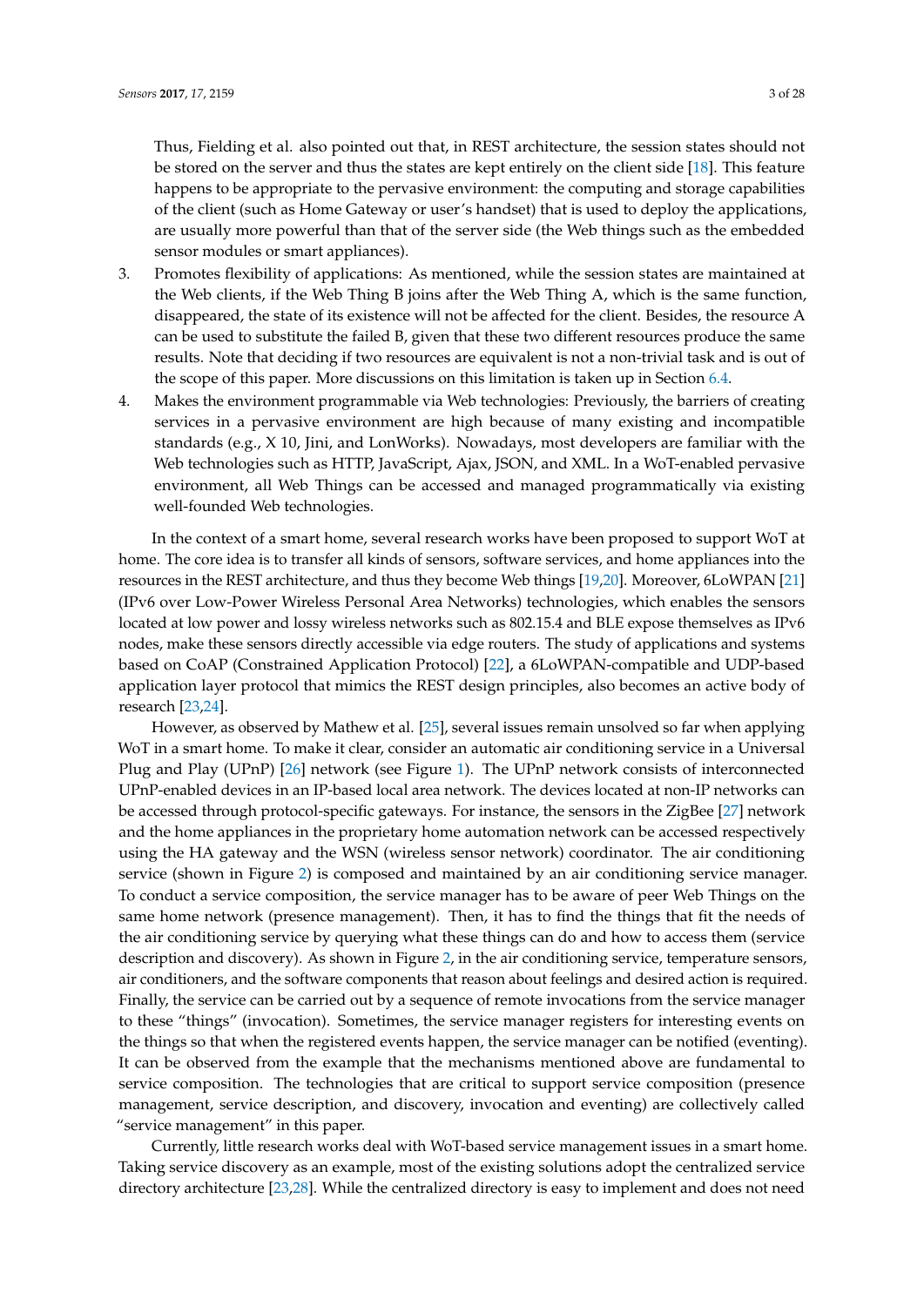Thus, Fielding et al. also pointed out that, in REST architecture, the session states should not be stored on the server and thus the states are kept entirely on the client side [18]. This feature happens to be appropriate to the pervasive environment: the computing and storage capabilities of the client (such as Home Gateway or user's handset) that is used to deploy the applications, are usually more powerful than that of the server side (the Web things such as the embedded sensor modules or smart appliances).

3. Promotes flexibility of applications: As mentioned, while the session states are maintained at the Web clients, if the Web Thing B joins after the Web Thing A, which is the same function, disappeared, the state of its existence will not be affected for the client. Besides, the resource A can be used to substitute the failed B, given that these two different resources produce the same results. Note that deciding if two resources are equivalent is not a non-trivial task and is out of the scope of this paper. More discussions on this limitation is taken up in Section 6.4.
4. Makes the environment programmable via Web technologies: Previously, the barriers of creating services in a pervasive environment are high because of many existing and incompatible standards (e.g., X 10, Jini, and LonWorks). Nowadays, most developers are familiar with the Web technologies such as HTTP, JavaScript, Ajax, JSON, and XML. In a WoT-enabled pervasive environment, all Web Things can be accessed and managed programmatically via existing well-founded Web technologies.

In the context of a smart home, several research works have been proposed to support WoT at home. The core idea is to transfer all kinds of sensors, software services, and home appliances into the resources in the REST architecture, and thus they become Web things [19,20]. Moreover, 6LoWPAN [21] (IPv6 over Low-Power Wireless Personal Area Networks) technologies, which enables the sensors located at low power and lossy wireless networks such as 802.15.4 and BLE expose themselves as IPv6 nodes, make these sensors directly accessible via edge routers. The study of applications and systems based on CoAP (Constrained Application Protocol) [22], a 6LoWPAN-compatible and UDP-based application layer protocol that mimics the REST design principles, also becomes an active body of research [23,24].

However, as observed by Mathew et al. [25], several issues remain unsolved so far when applying WoT in a smart home. To make it clear, consider an automatic air conditioning service in a Universal Plug and Play (UPnP) [26] network (see Figure 1). The UPnP network consists of interconnected UPnP-enabled devices in an IP-based local area network. The devices located at non-IP networks can be accessed through protocol-specific gateways. For instance, the sensors in the ZigBee [27] network and the home appliances in the proprietary home automation network can be accessed respectively using the HA gateway and the WSN (wireless sensor network) coordinator. The air conditioning service (shown in Figure 2) is composed and maintained by an air conditioning service manager. To conduct a service composition, the service manager has to be aware of peer Web Things on the same home network (presence management). Then, it has to find the things that fit the needs of the air conditioning service by querying what these things can do and how to access them (service description and discovery). As shown in Figure 2, in the air conditioning service, temperature sensors, air conditioners, and the software components that reason about feelings and desired action is required. Finally, the service can be carried out by a sequence of remote invocations from the service manager to these "things" (invocation). Sometimes, the service manager registers for interesting events on the things so that when the registered events happen, the service manager can be notified (eventing). It can be observed from the example that the mechanisms mentioned above are fundamental to service composition. The technologies that are critical to support service composition (presence management, service description, and discovery, invocation and eventing) are collectively called "service management" in this paper.

Currently, little research works deal with WoT-based service management issues in a smart home. Taking service discovery as an example, most of the existing solutions adopt the centralized service directory architecture [23,28]. While the centralized directory is easy to implement and does not need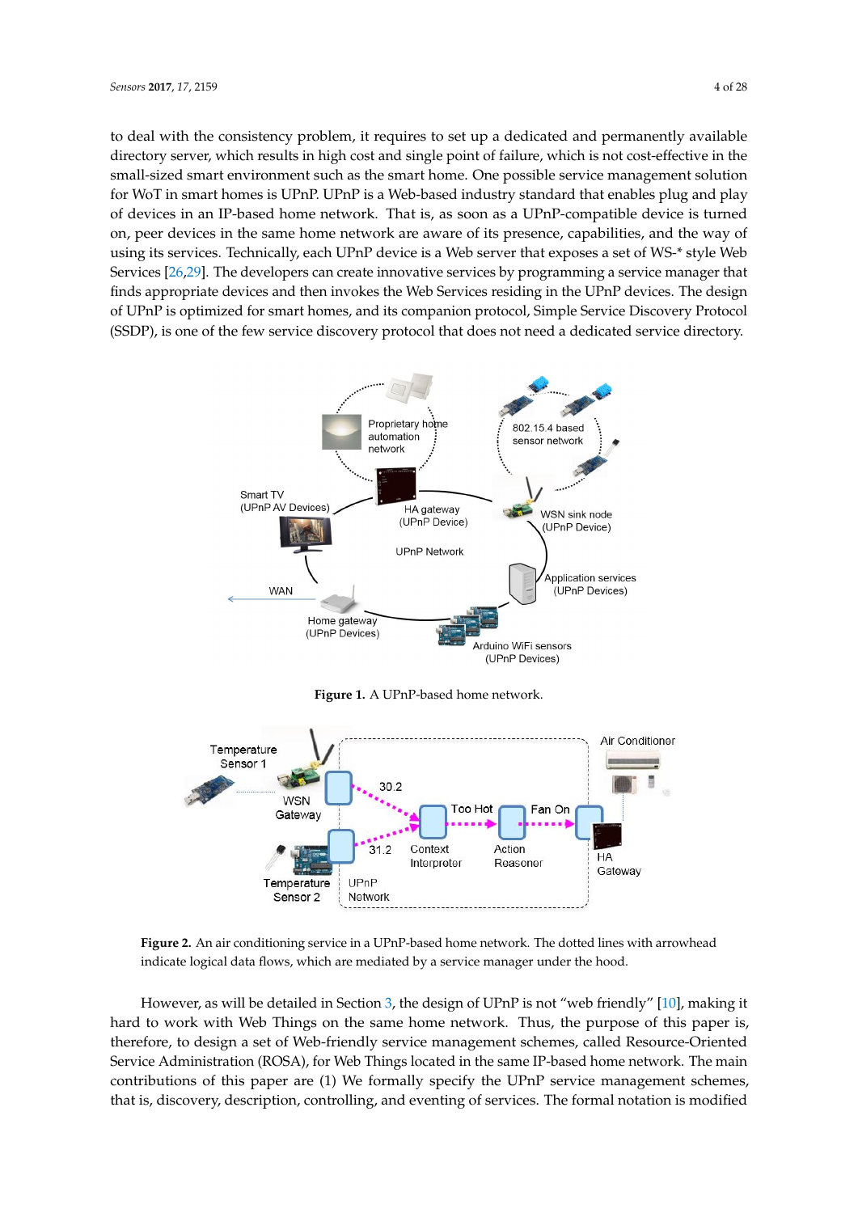to deal with the consistency problem, it requires to set up a dedicated and permanently available directory server, which results in high cost and single point of failure, which is not cost-effective in the small-sized smart environment such as the smart home. One possible service management solution for WoT in smart homes is UPnP. UPnP is a Web-based industry standard that enables plug and play of devices in an IP-based home network. That is, as soon as a UPnP-compatible device is turned on, peer devices in the same home network are aware of its presence, capabilities, and the way of using its services. Technically, each UPnP device is a Web server that exposes a set of WS-* style Web Services [26,29]. The developers can create innovative services by programming a service manager that finds appropriate devices and then invokes the Web Services residing in the UPnP devices. The design of UPnP is optimized for smart homes, and its companion protocol, Simple Service Discovery Protocol (SSDP), is one of the few service discovery protocol that does not need a dedicated service directory.

**Figure 1.** A UPnP-based home network.

**Figure 2.** An air conditioning service in a UPnP-based home network. The dotted lines with arrowhead indicate logical data flows, which are mediated by a service manager under the hood.

However, as will be detailed in Section 3, the design of UPnP is not "web friendly" [10], making it hard to work with Web Things on the same home network. Thus, the purpose of this paper is, therefore, to design a set of Web-friendly service management schemes, called Resource-Oriented Service Administration (ROSA), for Web Things located in the same IP-based home network. The main contributions of this paper are (1) We formally specify the UPnP service management schemes, that is, discovery, description, controlling, and eventing of services. The formal notation is modified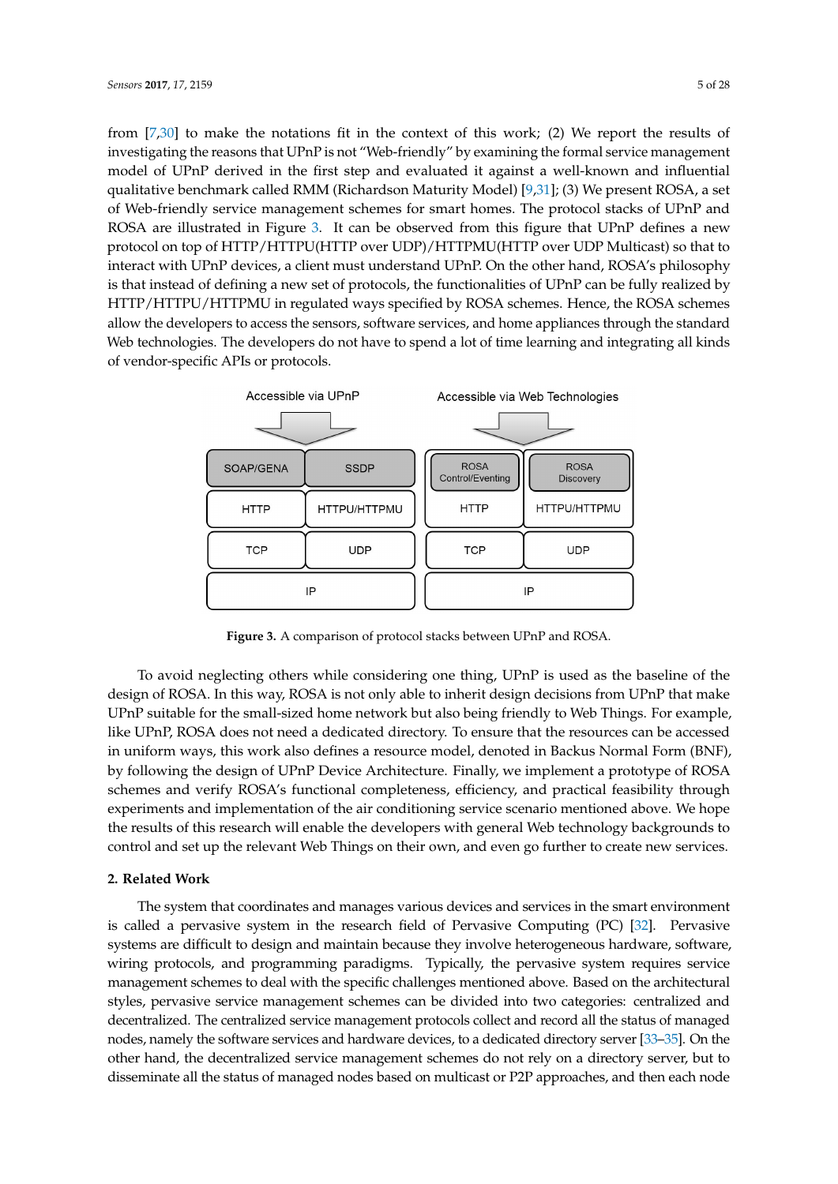from [7,30] to make the notations fit in the context of this work; (2) We report the results of investigating the reasons that UPnP is not "Web-friendly" by examining the formal service management model of UPnP derived in the first step and evaluated it against a well-known and influential qualitative benchmark called RMM (Richardson Maturity Model) [9,31]; (3) We present ROSA, a set of Web-friendly service management schemes for smart homes. The protocol stacks of UPnP and ROSA are illustrated in Figure 3. It can be observed from this figure that UPnP defines a new protocol on top of HTTP/HTTPU(HTTP over UDP)/HTTPMU(HTTP over UDP Multicast) so that to interact with UPnP devices, a client must understand UPnP. On the other hand, ROSA's philosophy is that instead of defining a new set of protocols, the functionalities of UPnP can be fully realized by HTTP/HTTPU/HTTPMU in regulated ways specified by ROSA schemes. Hence, the ROSA schemes allow the developers to access the sensors, software services, and home appliances through the standard Web technologies. The developers do not have to spend a lot of time learning and integrating all kinds of vendor-specific APIs or protocols.

| Accessible via UPnP | | Accessible via Web Technologies | |
|---|---|---|---|
| SOAP/GENA | SSDP | ROSA Control/Eventing | ROSA Discovery |
| HTTP | HTTPU/HTTPMU | HTTP | HTTPU/HTTPMU |
| TCP | UDP | TCP | UDP |
| IP | | IP | |

**Figure 3.** A comparison of protocol stacks between UPnP and ROSA.

To avoid neglecting others while considering one thing, UPnP is used as the baseline of the design of ROSA. In this way, ROSA is not only able to inherit design decisions from UPnP that make UPnP suitable for the small-sized home network but also being friendly to Web Things. For example, like UPnP, ROSA does not need a dedicated directory. To ensure that the resources can be accessed in uniform ways, this work also defines a resource model, denoted in Backus Normal Form (BNF), by following the design of UPnP Device Architecture. Finally, we implement a prototype of ROSA schemes and verify ROSA's functional completeness, efficiency, and practical feasibility through experiments and implementation of the air conditioning service scenario mentioned above. We hope the results of this research will enable the developers with general Web technology backgrounds to control and set up the relevant Web Things on their own, and even go further to create new services.

## 2. Related Work

The system that coordinates and manages various devices and services in the smart environment is called a pervasive system in the research field of Pervasive Computing (PC) [32]. Pervasive systems are difficult to design and maintain because they involve heterogeneous hardware, software, wiring protocols, and programming paradigms. Typically, the pervasive system requires service management schemes to deal with the specific challenges mentioned above. Based on the architectural styles, pervasive service management schemes can be divided into two categories: centralized and decentralized. The centralized service management protocols collect and record all the status of managed nodes, namely the software services and hardware devices, to a dedicated directory server [33–35]. On the other hand, the decentralized service management schemes do not rely on a directory server, but to disseminate all the status of managed nodes based on multicast or P2P approaches, and then each node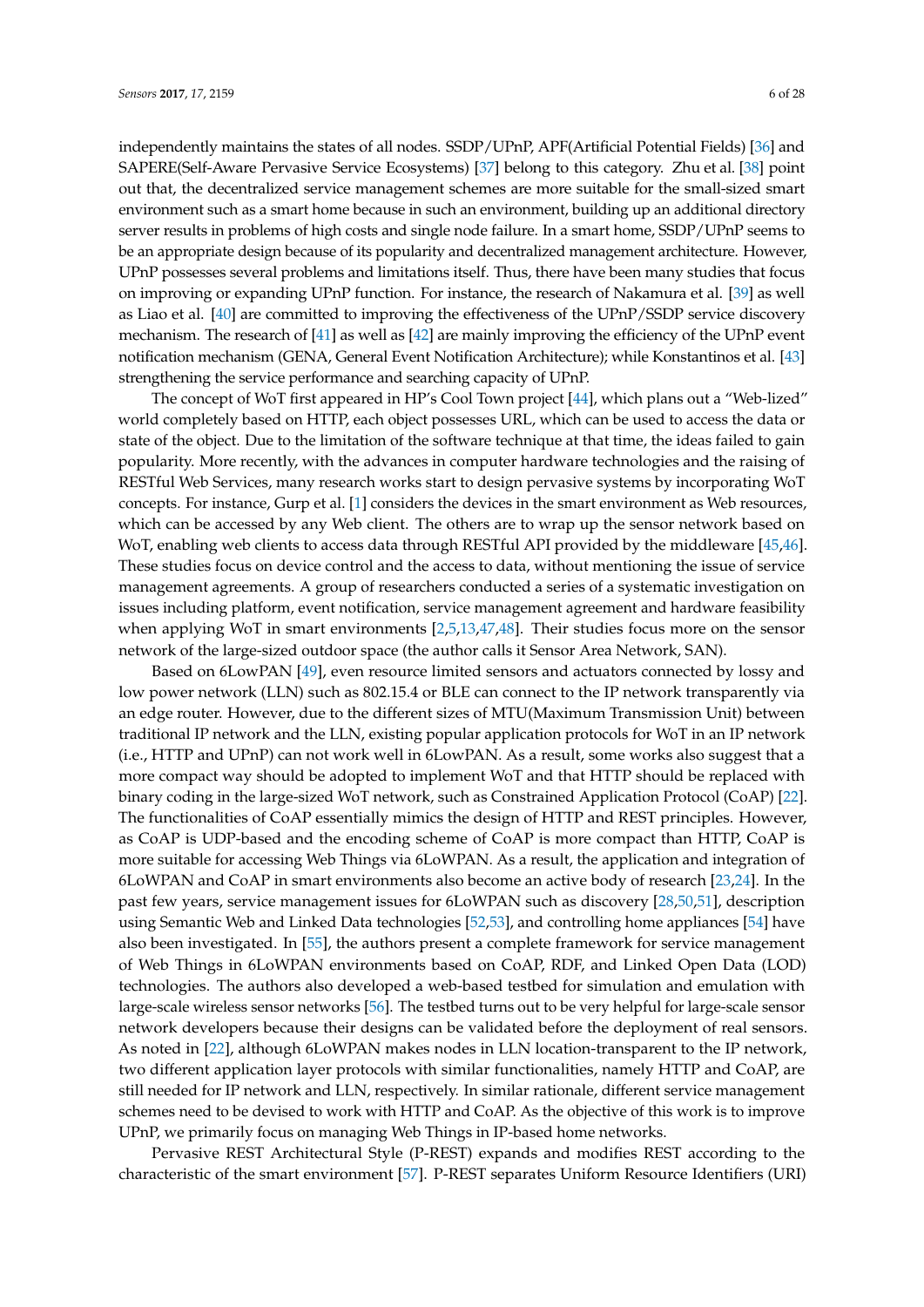independently maintains the states of all nodes. SSDP/UPnP, APF(Artificial Potential Fields) [36] and SAPERE(Self-Aware Pervasive Service Ecosystems) [37] belong to this category. Zhu et al. [38] point out that, the decentralized service management schemes are more suitable for the small-sized smart environment such as a smart home because in such an environment, building up an additional directory server results in problems of high costs and single node failure. In a smart home, SSDP/UPnP seems to be an appropriate design because of its popularity and decentralized management architecture. However, UPnP possesses several problems and limitations itself. Thus, there have been many studies that focus on improving or expanding UPnP function. For instance, the research of Nakamura et al. [39] as well as Liao et al. [40] are committed to improving the effectiveness of the UPnP/SSDP service discovery mechanism. The research of [41] as well as [42] are mainly improving the efficiency of the UPnP event notification mechanism (GENA, General Event Notification Architecture); while Konstantinos et al. [43] strengthening the service performance and searching capacity of UPnP.

The concept of WoT first appeared in HP's Cool Town project [44], which plans out a "Web-lized" world completely based on HTTP, each object possesses URL, which can be used to access the data or state of the object. Due to the limitation of the software technique at that time, the ideas failed to gain popularity. More recently, with the advances in computer hardware technologies and the raising of RESTful Web Services, many research works start to design pervasive systems by incorporating WoT concepts. For instance, Gurp et al. [1] considers the devices in the smart environment as Web resources, which can be accessed by any Web client. The others are to wrap up the sensor network based on WoT, enabling web clients to access data through RESTful API provided by the middleware [45,46]. These studies focus on device control and the access to data, without mentioning the issue of service management agreements. A group of researchers conducted a series of a systematic investigation on issues including platform, event notification, service management agreement and hardware feasibility when applying WoT in smart environments [2,5,13,47,48]. Their studies focus more on the sensor network of the large-sized outdoor space (the author calls it Sensor Area Network, SAN).

Based on 6LowPAN [49], even resource limited sensors and actuators connected by lossy and low power network (LLN) such as 802.15.4 or BLE can connect to the IP network transparently via an edge router. However, due to the different sizes of MTU(Maximum Transmission Unit) between traditional IP network and the LLN, existing popular application protocols for WoT in an IP network (i.e., HTTP and UPnP) can not work well in 6LowPAN. As a result, some works also suggest that a more compact way should be adopted to implement WoT and that HTTP should be replaced with binary coding in the large-sized WoT network, such as Constrained Application Protocol (CoAP) [22]. The functionalities of CoAP essentially mimics the design of HTTP and REST principles. However, as CoAP is UDP-based and the encoding scheme of CoAP is more compact than HTTP, CoAP is more suitable for accessing Web Things via 6LoWPAN. As a result, the application and integration of 6LoWPAN and CoAP in smart environments also become an active body of research [23,24]. In the past few years, service management issues for 6LoWPAN such as discovery [28,50,51], description using Semantic Web and Linked Data technologies [52,53], and controlling home appliances [54] have also been investigated. In [55], the authors present a complete framework for service management of Web Things in 6LoWPAN environments based on CoAP, RDF, and Linked Open Data (LOD) technologies. The authors also developed a web-based testbed for simulation and emulation with large-scale wireless sensor networks [56]. The testbed turns out to be very helpful for large-scale sensor network developers because their designs can be validated before the deployment of real sensors. As noted in [22], although 6LoWPAN makes nodes in LLN location-transparent to the IP network, two different application layer protocols with similar functionalities, namely HTTP and CoAP, are still needed for IP network and LLN, respectively. In similar rationale, different service management schemes need to be devised to work with HTTP and CoAP. As the objective of this work is to improve UPnP, we primarily focus on managing Web Things in IP-based home networks.

Pervasive REST Architectural Style (P-REST) expands and modifies REST according to the characteristic of the smart environment [57]. P-REST separates Uniform Resource Identifiers (URI)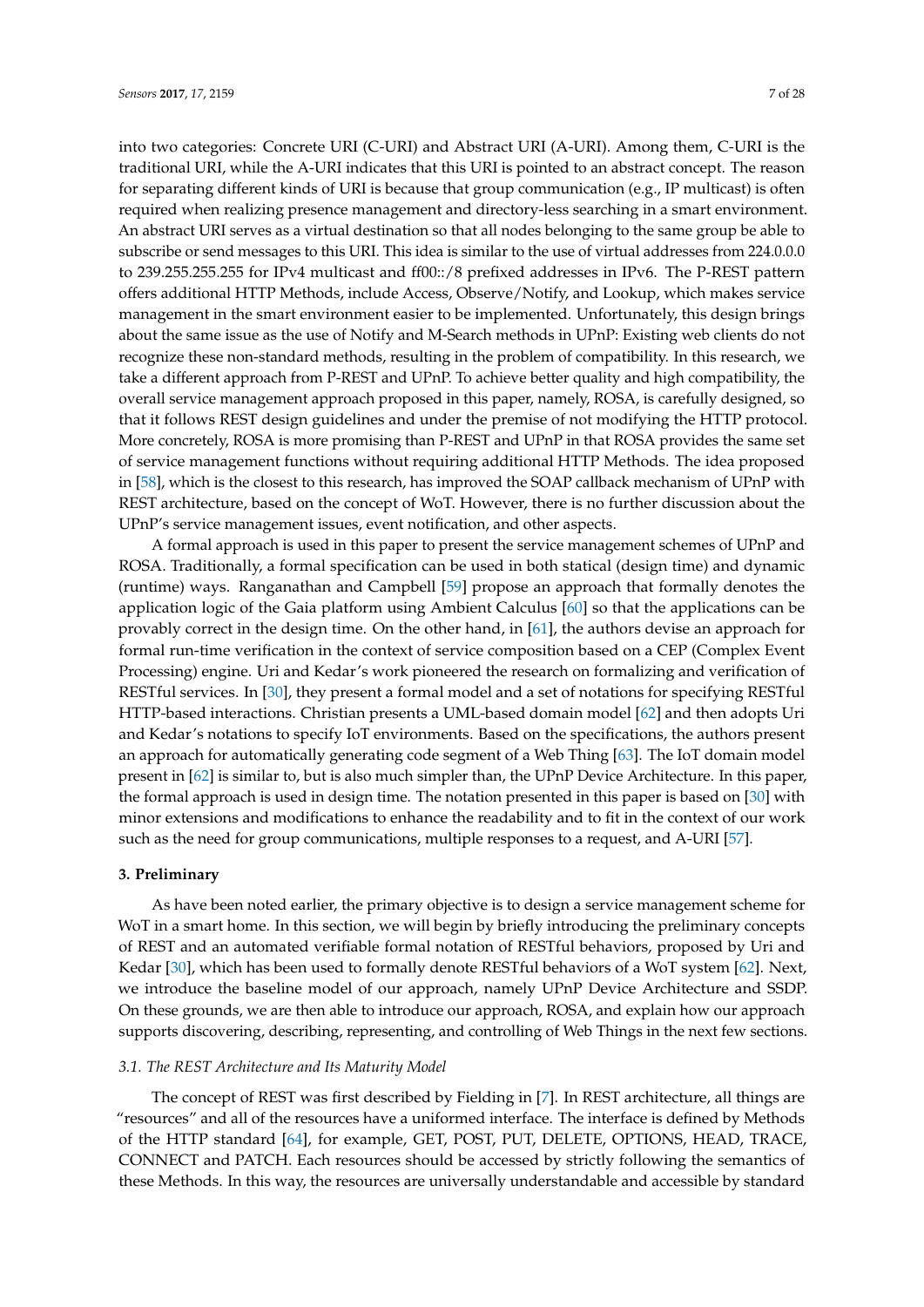into two categories: Concrete URI (C-URI) and Abstract URI (A-URI). Among them, C-URI is the traditional URI, while the A-URI indicates that this URI is pointed to an abstract concept. The reason for separating different kinds of URI is because that group communication (e.g., IP multicast) is often required when realizing presence management and directory-less searching in a smart environment. An abstract URI serves as a virtual destination so that all nodes belonging to the same group be able to subscribe or send messages to this URI. This idea is similar to the use of virtual addresses from 224.0.0.0 to 239.255.255.255 for IPv4 multicast and ff00::/8 prefixed addresses in IPv6. The P-REST pattern offers additional HTTP Methods, include Access, Observe/Notify, and Lookup, which makes service management in the smart environment easier to be implemented. Unfortunately, this design brings about the same issue as the use of Notify and M-Search methods in UPnP: Existing web clients do not recognize these non-standard methods, resulting in the problem of compatibility. In this research, we take a different approach from P-REST and UPnP. To achieve better quality and high compatibility, the overall service management approach proposed in this paper, namely, ROSA, is carefully designed, so that it follows REST design guidelines and under the premise of not modifying the HTTP protocol. More concretely, ROSA is more promising than P-REST and UPnP in that ROSA provides the same set of service management functions without requiring additional HTTP Methods. The idea proposed in [58], which is the closest to this research, has improved the SOAP callback mechanism of UPnP with REST architecture, based on the concept of WoT. However, there is no further discussion about the UPnP's service management issues, event notification, and other aspects.

A formal approach is used in this paper to present the service management schemes of UPnP and ROSA. Traditionally, a formal specification can be used in both statical (design time) and dynamic (runtime) ways. Ranganathan and Campbell [59] propose an approach that formally denotes the application logic of the Gaia platform using Ambient Calculus [60] so that the applications can be provably correct in the design time. On the other hand, in [61], the authors devise an approach for formal run-time verification in the context of service composition based on a CEP (Complex Event Processing) engine. Uri and Kedar's work pioneered the research on formalizing and verification of RESTful services. In [30], they present a formal model and a set of notations for specifying RESTful HTTP-based interactions. Christian presents a UML-based domain model [62] and then adopts Uri and Kedar's notations to specify IoT environments. Based on the specifications, the authors present an approach for automatically generating code segment of a Web Thing [63]. The IoT domain model present in [62] is similar to, but is also much simpler than, the UPnP Device Architecture. In this paper, the formal approach is used in design time. The notation presented in this paper is based on [30] with minor extensions and modifications to enhance the readability and to fit in the context of our work such as the need for group communications, multiple responses to a request, and A-URI [57].

## 3. Preliminary

As have been noted earlier, the primary objective is to design a service management scheme for WoT in a smart home. In this section, we will begin by briefly introducing the preliminary concepts of REST and an automated verifiable formal notation of RESTful behaviors, proposed by Uri and Kedar [30], which has been used to formally denote RESTful behaviors of a WoT system [62]. Next, we introduce the baseline model of our approach, namely UPnP Device Architecture and SSDP. On these grounds, we are then able to introduce our approach, ROSA, and explain how our approach supports discovering, describing, representing, and controlling of Web Things in the next few sections.

### *3.1. The REST Architecture and Its Maturity Model*

The concept of REST was first described by Fielding in [7]. In REST architecture, all things are "resources" and all of the resources have a uniformed interface. The interface is defined by Methods of the HTTP standard [64], for example, GET, POST, PUT, DELETE, OPTIONS, HEAD, TRACE, CONNECT and PATCH. Each resources should be accessed by strictly following the semantics of these Methods. In this way, the resources are universally understandable and accessible by standard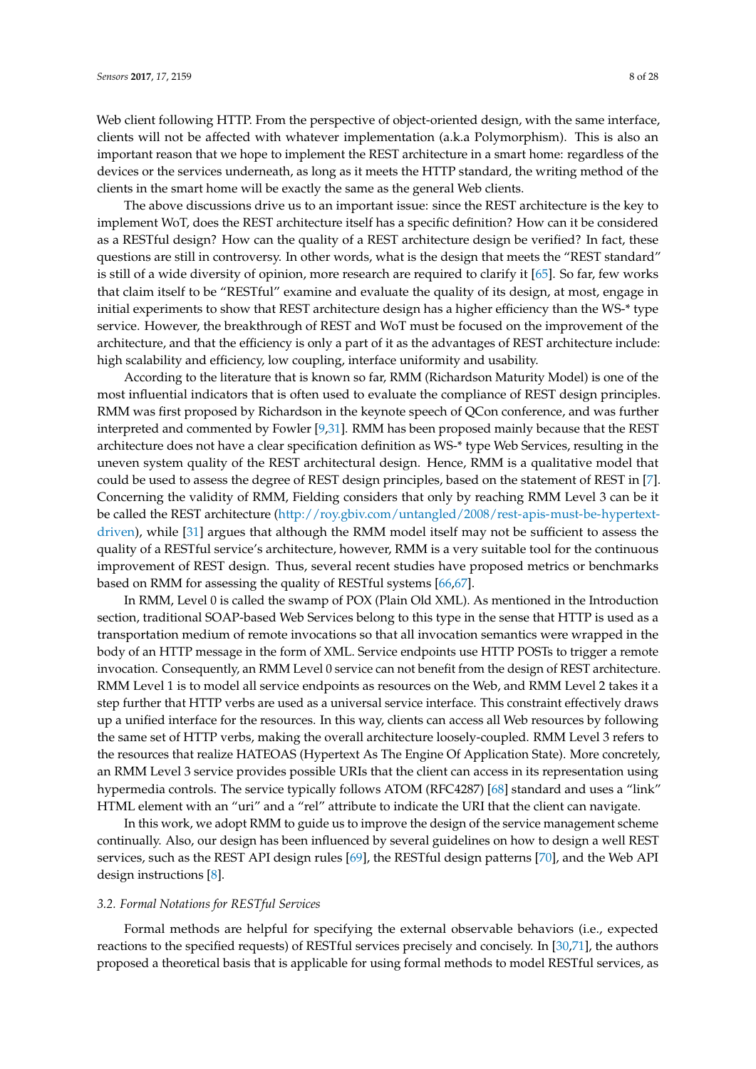Web client following HTTP. From the perspective of object-oriented design, with the same interface, clients will not be affected with whatever implementation (a.k.a Polymorphism). This is also an important reason that we hope to implement the REST architecture in a smart home: regardless of the devices or the services underneath, as long as it meets the HTTP standard, the writing method of the clients in the smart home will be exactly the same as the general Web clients.

The above discussions drive us to an important issue: since the REST architecture is the key to implement WoT, does the REST architecture itself has a specific definition? How can it be considered as a RESTful design? How can the quality of a REST architecture design be verified? In fact, these questions are still in controversy. In other words, what is the design that meets the "REST standard" is still of a wide diversity of opinion, more research are required to clarify it [65]. So far, few works that claim itself to be "RESTful" examine and evaluate the quality of its design, at most, engage in initial experiments to show that REST architecture design has a higher efficiency than the WS-* type service. However, the breakthrough of REST and WoT must be focused on the improvement of the architecture, and that the efficiency is only a part of it as the advantages of REST architecture include: high scalability and efficiency, low coupling, interface uniformity and usability.

According to the literature that is known so far, RMM (Richardson Maturity Model) is one of the most influential indicators that is often used to evaluate the compliance of REST design principles. RMM was first proposed by Richardson in the keynote speech of QCon conference, and was further interpreted and commented by Fowler [9,31]. RMM has been proposed mainly because that the REST architecture does not have a clear specification definition as WS-* type Web Services, resulting in the uneven system quality of the REST architectural design. Hence, RMM is a qualitative model that could be used to assess the degree of REST design principles, based on the statement of REST in [7]. Concerning the validity of RMM, Fielding considers that only by reaching RMM Level 3 can be it be called the REST architecture (http://roy.gbiv.com/untangled/2008/rest-apis-must-be-hypertext-driven), while [31] argues that although the RMM model itself may not be sufficient to assess the quality of a RESTful service's architecture, however, RMM is a very suitable tool for the continuous improvement of REST design. Thus, several recent studies have proposed metrics or benchmarks based on RMM for assessing the quality of RESTful systems [66,67].

In RMM, Level 0 is called the swamp of POX (Plain Old XML). As mentioned in the Introduction section, traditional SOAP-based Web Services belong to this type in the sense that HTTP is used as a transportation medium of remote invocations so that all invocation semantics were wrapped in the body of an HTTP message in the form of XML. Service endpoints use HTTP POSTs to trigger a remote invocation. Consequently, an RMM Level 0 service can not benefit from the design of REST architecture. RMM Level 1 is to model all service endpoints as resources on the Web, and RMM Level 2 takes it a step further that HTTP verbs are used as a universal service interface. This constraint effectively draws up a unified interface for the resources. In this way, clients can access all Web resources by following the same set of HTTP verbs, making the overall architecture loosely-coupled. RMM Level 3 refers to the resources that realize HATEOAS (Hypertext As The Engine Of Application State). More concretely, an RMM Level 3 service provides possible URIs that the client can access in its representation using hypermedia controls. The service typically follows ATOM (RFC4287) [68] standard and uses a "link" HTML element with an "uri" and a "rel" attribute to indicate the URI that the client can navigate.

In this work, we adopt RMM to guide us to improve the design of the service management scheme continually. Also, our design has been influenced by several guidelines on how to design a well REST services, such as the REST API design rules [69], the RESTful design patterns [70], and the Web API design instructions [8].

### 3.2. Formal Notations for RESTful Services

Formal methods are helpful for specifying the external observable behaviors (i.e., expected reactions to the specified requests) of RESTful services precisely and concisely. In [30,71], the authors proposed a theoretical basis that is applicable for using formal methods to model RESTful services, as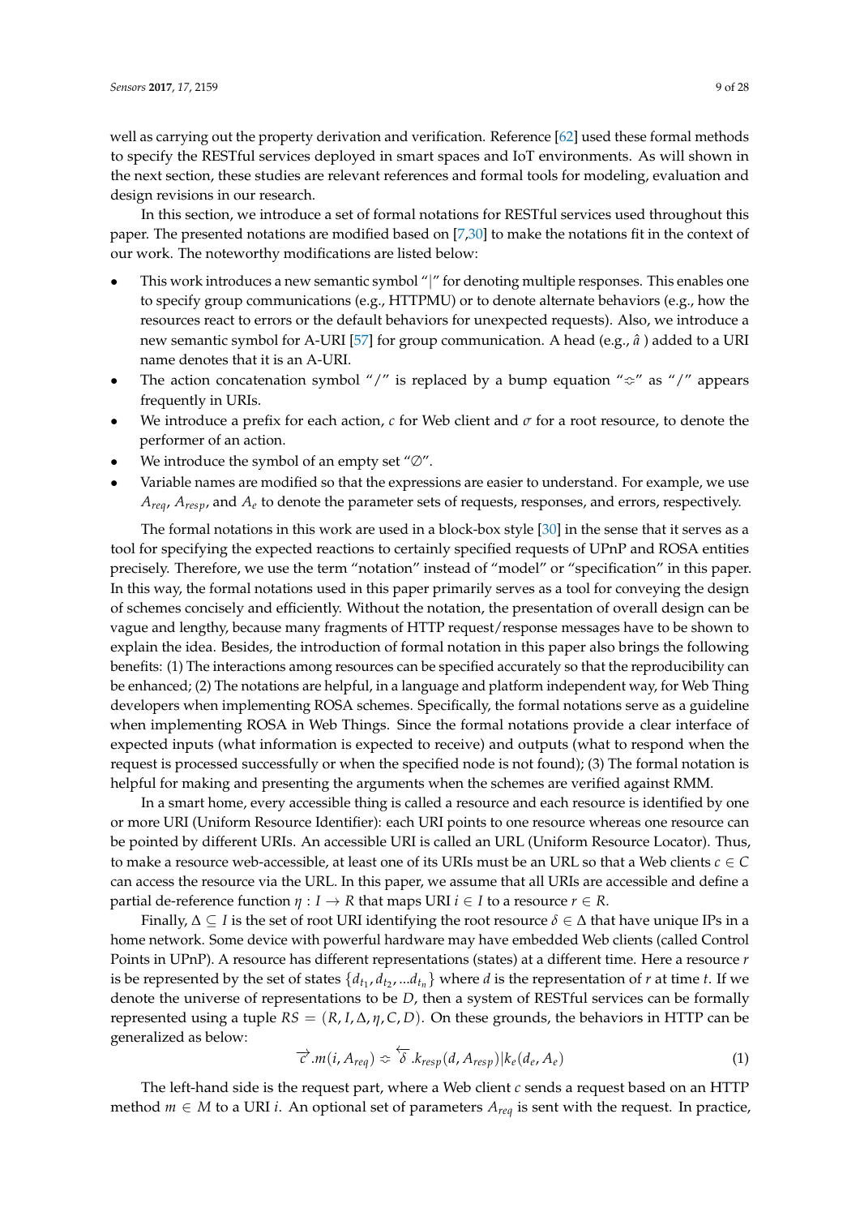well as carrying out the property derivation and verification. Reference [62] used these formal methods to specify the RESTful services deployed in smart spaces and IoT environments. As will shown in the next section, these studies are relevant references and formal tools for modeling, evaluation and design revisions in our research.

In this section, we introduce a set of formal notations for RESTful services used throughout this paper. The presented notations are modified based on [7,30] to make the notations fit in the context of our work. The noteworthy modifications are listed below:

- This work introduces a new semantic symbol "|" for denoting multiple responses. This enables one to specify group communications (e.g., HTTPMU) or to denote alternate behaviors (e.g., how the resources react to errors or the default behaviors for unexpected requests). Also, we introduce a new semantic symbol for A-URI [57] for group communication. A head (e.g., $\hat{a}$ ) added to a URI name denotes that it is an A-URI.
- The action concatenation symbol "/" is replaced by a bump equation "$\bumpeq$" as "/" appears frequently in URIs.
- We introduce a prefix for each action, $c$ for Web client and $\sigma$ for a root resource, to denote the performer of an action.
- We introduce the symbol of an empty set "$\emptyset$".
- Variable names are modified so that the expressions are easier to understand. For example, we use $A_{req}$, $A_{resp}$, and $A_e$ to denote the parameter sets of requests, responses, and errors, respectively.

The formal notations in this work are used in a block-box style [30] in the sense that it serves as a tool for specifying the expected reactions to certainly specified requests of UPnP and ROSA entities precisely. Therefore, we use the term "notation" instead of "model" or "specification" in this paper. In this way, the formal notations used in this paper primarily serves as a tool for conveying the design of schemes concisely and efficiently. Without the notation, the presentation of overall design can be vague and lengthy, because many fragments of HTTP request/response messages have to be shown to explain the idea. Besides, the introduction of formal notation in this paper also brings the following benefits: (1) The interactions among resources can be specified accurately so that the reproducibility can be enhanced; (2) The notations are helpful, in a language and platform independent way, for Web Thing developers when implementing ROSA schemes. Specifically, the formal notations serve as a guideline when implementing ROSA in Web Things. Since the formal notations provide a clear interface of expected inputs (what information is expected to receive) and outputs (what to respond when the request is processed successfully or when the specified node is not found); (3) The formal notation is helpful for making and presenting the arguments when the schemes are verified against RMM.

In a smart home, every accessible thing is called a resource and each resource is identified by one or more URI (Uniform Resource Identifier): each URI points to one resource whereas one resource can be pointed by different URIs. An accessible URI is called an URL (Uniform Resource Locator). Thus, to make a resource web-accessible, at least one of its URIs must be an URL so that a Web clients $c \in C$ can access the resource via the URL. In this paper, we assume that all URIs are accessible and define a partial de-reference function $\eta : I \rightarrow R$ that maps URI $i \in I$ to a resource $r \in R$.

Finally, $\Delta \subseteq I$ is the set of root URI identifying the root resource $\delta \in \Delta$ that have unique IPs in a home network. Some device with powerful hardware may have embedded Web clients (called Control Points in UPnP). A resource has different representations (states) at a different time. Here a resource $r$ is be represented by the set of states $\{d_{t_1}, d_{t_2}, ...d_{t_n}\}$ where $d$ is the representation of $r$ at time $t$. If we denote the universe of representations to be $D$, then a system of RESTful services can be formally represented using a tuple $RS = (R, I, \Delta, \eta, C, D)$. On these grounds, the behaviors in HTTP can be generalized as below:

$$\overrightarrow{c}.m(i, A_{req}) \bumpeq \overleftarrow{\delta}.k_{resp}(d, A_{resp})|k_e(d_e, A_e) \tag{1}$$

The left-hand side is the request part, where a Web client $c$ sends a request based on an HTTP method $m \in M$ to a URI $i$. An optional set of parameters $A_{req}$ is sent with the request. In practice,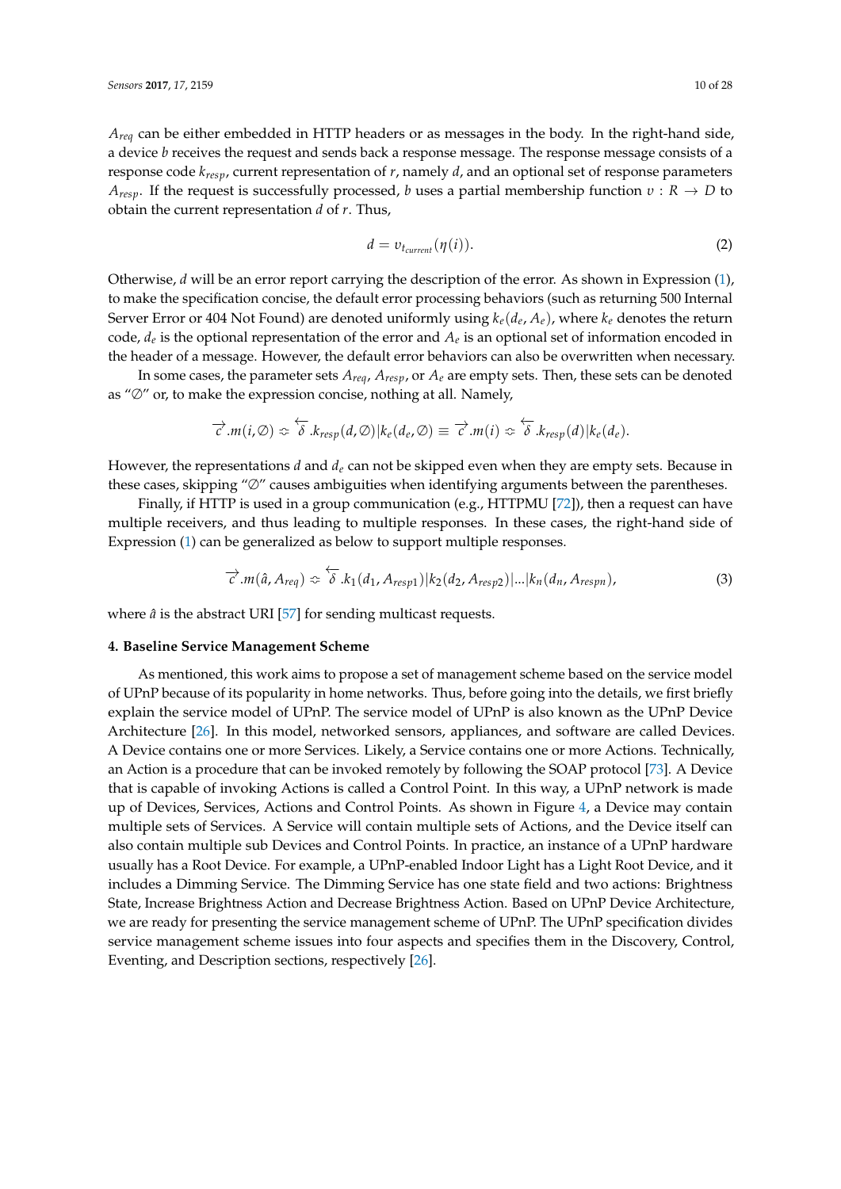$A_{req}$ can be either embedded in HTTP headers or as messages in the body. In the right-hand side, a device $b$ receives the request and sends back a response message. The response message consists of a response code $k_{resp}$, current representation of $r$, namely $d$, and an optional set of response parameters $A_{resp}$. If the request is successfully processed, $b$ uses a partial membership function $\upsilon : R \rightarrow D$ to obtain the current representation $d$ of $r$. Thus,

$$d = \upsilon_{t_{current}}(\eta(i)). \tag{2}$$

Otherwise, $d$ will be an error report carrying the description of the error. As shown in Expression (1), to make the specification concise, the default error processing behaviors (such as returning 500 Internal Server Error or 404 Not Found) are denoted uniformly using $k_e(d_e, A_e)$, where $k_e$ denotes the return code, $d_e$ is the optional representation of the error and $A_e$ is an optional set of information encoded in the header of a message. However, the default error behaviors can also be overwritten when necessary.

In some cases, the parameter sets $A_{req}$, $A_{resp}$, or $A_e$ are empty sets. Then, these sets can be denoted as "$\emptyset$" or, to make the expression concise, nothing at all. Namely,

$$\overrightarrow{c}.m(i, \emptyset) \rightleftharpoons \overleftarrow{\delta}.k_{resp}(d, \emptyset)|k_e(d_e, \emptyset) \equiv \overrightarrow{c}.m(i) \rightleftharpoons \overleftarrow{\delta}.k_{resp}(d)|k_e(d_e).$$

However, the representations $d$ and $d_e$ can not be skipped even when they are empty sets. Because in these cases, skipping "$\emptyset$" causes ambiguities when identifying arguments between the parentheses.

Finally, if HTTP is used in a group communication (e.g., HTTPMU [72]), then a request can have multiple receivers, and thus leading to multiple responses. In these cases, the right-hand side of Expression (1) can be generalized as below to support multiple responses.

$$\overrightarrow{c}.m(\hat{a}, A_{req}) \rightleftharpoons \overleftarrow{\delta}.k_1(d_1, A_{resp1})|k_2(d_2, A_{resp2})|...|k_n(d_n, A_{respn}), \tag{3}$$

where $\hat{a}$ is the abstract URI [57] for sending multicast requests.

#### 4. Baseline Service Management Scheme

As mentioned, this work aims to propose a set of management scheme based on the service model of UPnP because of its popularity in home networks. Thus, before going into the details, we first briefly explain the service model of UPnP. The service model of UPnP is also known as the UPnP Device Architecture [26]. In this model, networked sensors, appliances, and software are called Devices. A Device contains one or more Services. Likely, a Service contains one or more Actions. Technically, an Action is a procedure that can be invoked remotely by following the SOAP protocol [73]. A Device that is capable of invoking Actions is called a Control Point. In this way, a UPnP network is made up of Devices, Services, Actions and Control Points. As shown in Figure 4, a Device may contain multiple sets of Services. A Service will contain multiple sets of Actions, and the Device itself can also contain multiple sub Devices and Control Points. In practice, an instance of a UPnP hardware usually has a Root Device. For example, a UPnP-enabled Indoor Light has a Light Root Device, and it includes a Dimming Service. The Dimming Service has one state field and two actions: Brightness State, Increase Brightness Action and Decrease Brightness Action. Based on UPnP Device Architecture, we are ready for presenting the service management scheme of UPnP. The UPnP specification divides service management scheme issues into four aspects and specifies them in the Discovery, Control, Eventing, and Description sections, respectively [26].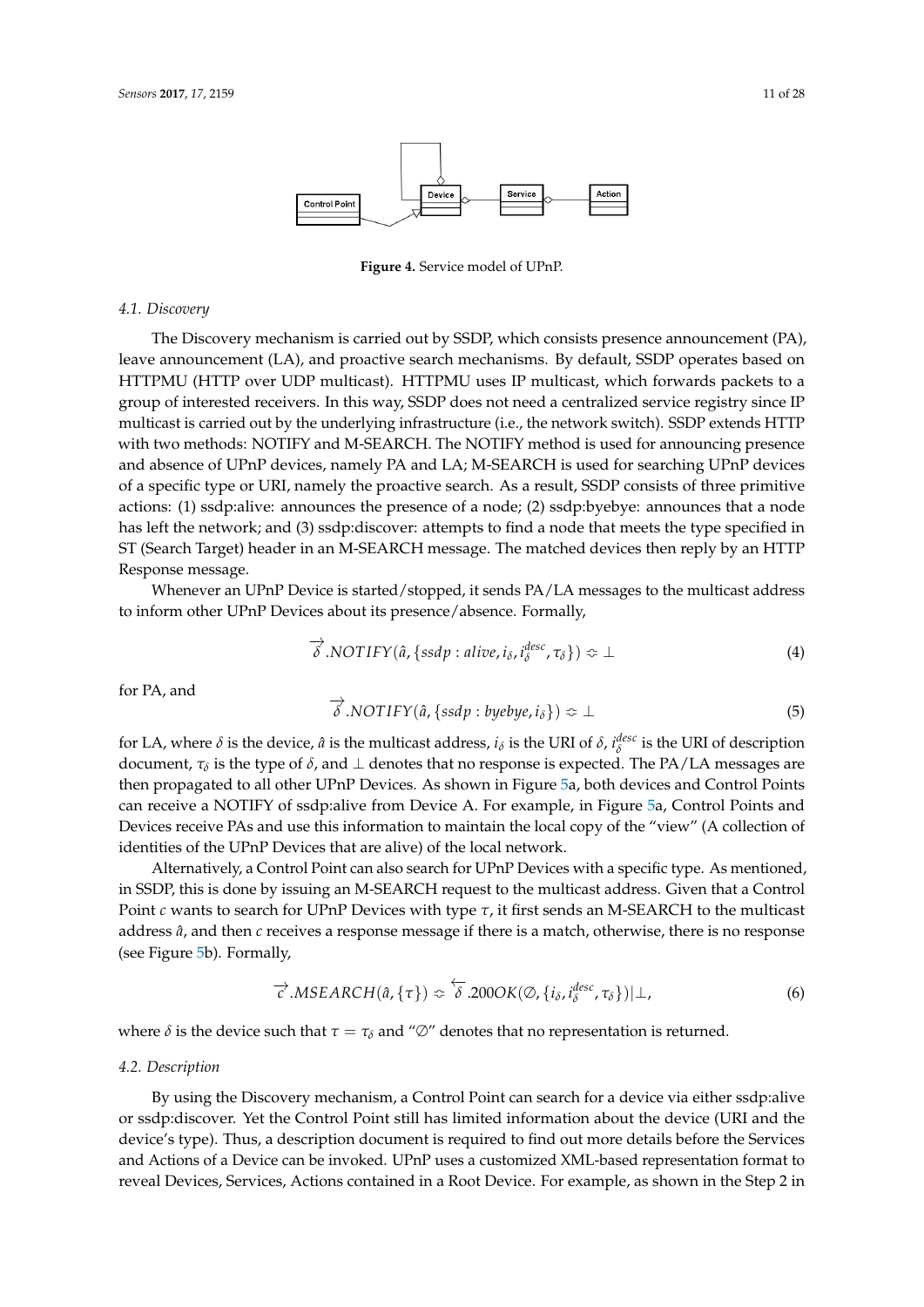**Figure 4.** Service model of UPnP.

### 4.1. Discovery

The Discovery mechanism is carried out by SSDP, which consists presence announcement (PA), leave announcement (LA), and proactive search mechanisms. By default, SSDP operates based on HTTPMU (HTTP over UDP multicast). HTTPMU uses IP multicast, which forwards packets to a group of interested receivers. In this way, SSDP does not need a centralized service registry since IP multicast is carried out by the underlying infrastructure (i.e., the network switch). SSDP extends HTTP with two methods: NOTIFY and M-SEARCH. The NOTIFY method is used for announcing presence and absence of UPnP devices, namely PA and LA; M-SEARCH is used for searching UPnP devices of a specific type or URI, namely the proactive search. As a result, SSDP consists of three primitive actions: (1) ssdp:alive: announces the presence of a node; (2) ssdp:byebye: announces that a node has left the network; and (3) ssdp:discover: attempts to find a node that meets the type specified in ST (Search Target) header in an M-SEARCH message. The matched devices then reply by an HTTP Response message.

Whenever an UPnP Device is started/stopped, it sends PA/LA messages to the multicast address to inform other UPnP Devices about its presence/absence. Formally,

$$\overrightarrow{\delta}.NOTIFY(\hat{a}, \{ssdp : alive, i_\delta, i_\delta^{desc}, \tau_\delta\}) \risingdotseq \perp \tag{4}$$

for PA, and

$$\overrightarrow{\delta}.NOTIFY(\hat{a}, \{ssdp : byebye, i_\delta\}) \risingdotseq \perp \tag{5}$$

for LA, where $\delta$ is the device, $\hat{a}$ is the multicast address, $i_\delta$ is the URI of $\delta$, $i_\delta^{desc}$ is the URI of description document, $\tau_\delta$ is the type of $\delta$, and $\perp$ denotes that no response is expected. The PA/LA messages are then propagated to all other UPnP Devices. As shown in Figure 5a, both devices and Control Points can receive a NOTIFY of ssdp:alive from Device A. For example, in Figure 5a, Control Points and Devices receive PAs and use this information to maintain the local copy of the "view" (A collection of identities of the UPnP Devices that are alive) of the local network.

Alternatively, a Control Point can also search for UPnP Devices with a specific type. As mentioned, in SSDP, this is done by issuing an M-SEARCH request to the multicast address. Given that a Control Point $c$ wants to search for UPnP Devices with type $\tau$, it first sends an M-SEARCH to the multicast address $\hat{a}$, and then $c$ receives a response message if there is a match, otherwise, there is no response (see Figure 5b). Formally,

$$\overrightarrow{c}.MSEARCH(\hat{a}, \{\tau\}) \risingdotseq \overleftarrow{\delta}.200OK(\emptyset, \{i_\delta, i_\delta^{desc}, \tau_\delta\})|\perp, \tag{6}$$

where $\delta$ is the device such that $\tau = \tau_\delta$ and "$\emptyset$" denotes that no representation is returned.

### 4.2. Description

By using the Discovery mechanism, a Control Point can search for a device via either ssdp:alive or ssdp:discover. Yet the Control Point still has limited information about the device (URI and the device's type). Thus, a description document is required to find out more details before the Services and Actions of a Device can be invoked. UPnP uses a customized XML-based representation format to reveal Devices, Services, Actions contained in a Root Device. For example, as shown in the Step 2 in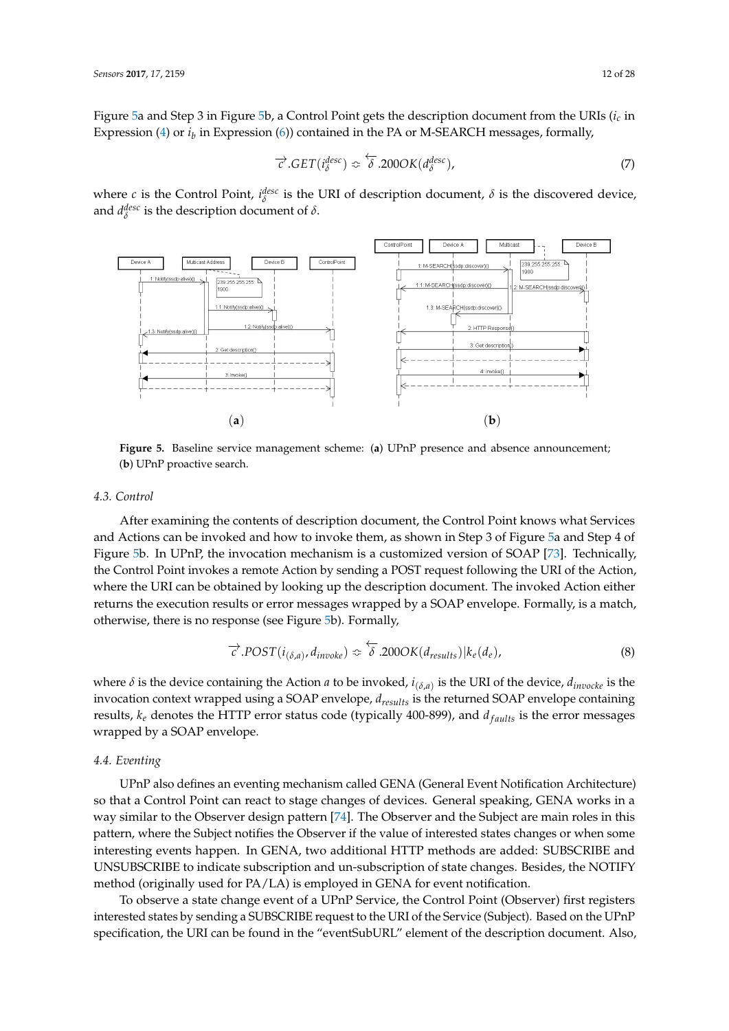Figure 5a and Step 3 in Figure 5b, a Control Point gets the description document from the URIs ($i_c$ in Expression (4) or $i_b$ in Expression (6)) contained in the PA or M-SEARCH messages, formally,

$$\overrightarrow{c}.GET(i_{\delta}^{desc}) \risingdotseq \overleftarrow{\delta}.200OK(d_{\delta}^{desc}), \tag{7}$$

where $c$ is the Control Point, $i_{\delta}^{desc}$ is the URI of description document, $\delta$ is the discovered device, and $d_{\delta}^{desc}$ is the description document of $\delta$.

**Figure 5.** Baseline service management scheme: (**a**) UPnP presence and absence announcement; (**b**) UPnP proactive search.

### 4.3. Control

After examining the contents of description document, the Control Point knows what Services and Actions can be invoked and how to invoke them, as shown in Step 3 of Figure 5a and Step 4 of Figure 5b. In UPnP, the invocation mechanism is a customized version of SOAP [73]. Technically, the Control Point invokes a remote Action by sending a POST request following the URI of the Action, where the URI can be obtained by looking up the description document. The invoked Action either returns the execution results or error messages wrapped by a SOAP envelope. Formally, is a match, otherwise, there is no response (see Figure 5b). Formally,

$$\overrightarrow{c}.POST(i_{(\delta,a)}, d_{invoke}) \risingdotseq \overleftarrow{\delta}.200OK(d_{results})|k_e(d_e), \tag{8}$$

where $\delta$ is the device containing the Action $a$ to be invoked, $i_{(\delta,a)}$ is the URI of the device, $d_{invocke}$ is the invocation context wrapped using a SOAP envelope, $d_{results}$ is the returned SOAP envelope containing results, $k_e$ denotes the HTTP error status code (typically 400-899), and $d_{faults}$ is the error messages wrapped by a SOAP envelope.

### 4.4. Eventing

UPnP also defines an eventing mechanism called GENA (General Event Notification Architecture) so that a Control Point can react to stage changes of devices. General speaking, GENA works in a way similar to the Observer design pattern [74]. The Observer and the Subject are main roles in this pattern, where the Subject notifies the Observer if the value of interested states changes or when some interesting events happen. In GENA, two additional HTTP methods are added: SUBSCRIBE and UNSUBSCRIBE to indicate subscription and un-subscription of state changes. Besides, the NOTIFY method (originally used for PA/LA) is employed in GENA for event notification.

To observe a state change event of a UPnP Service, the Control Point (Observer) first registers interested states by sending a SUBSCRIBE request to the URI of the Service (Subject). Based on the UPnP specification, the URI can be found in the "eventSubURL" element of the description document. Also,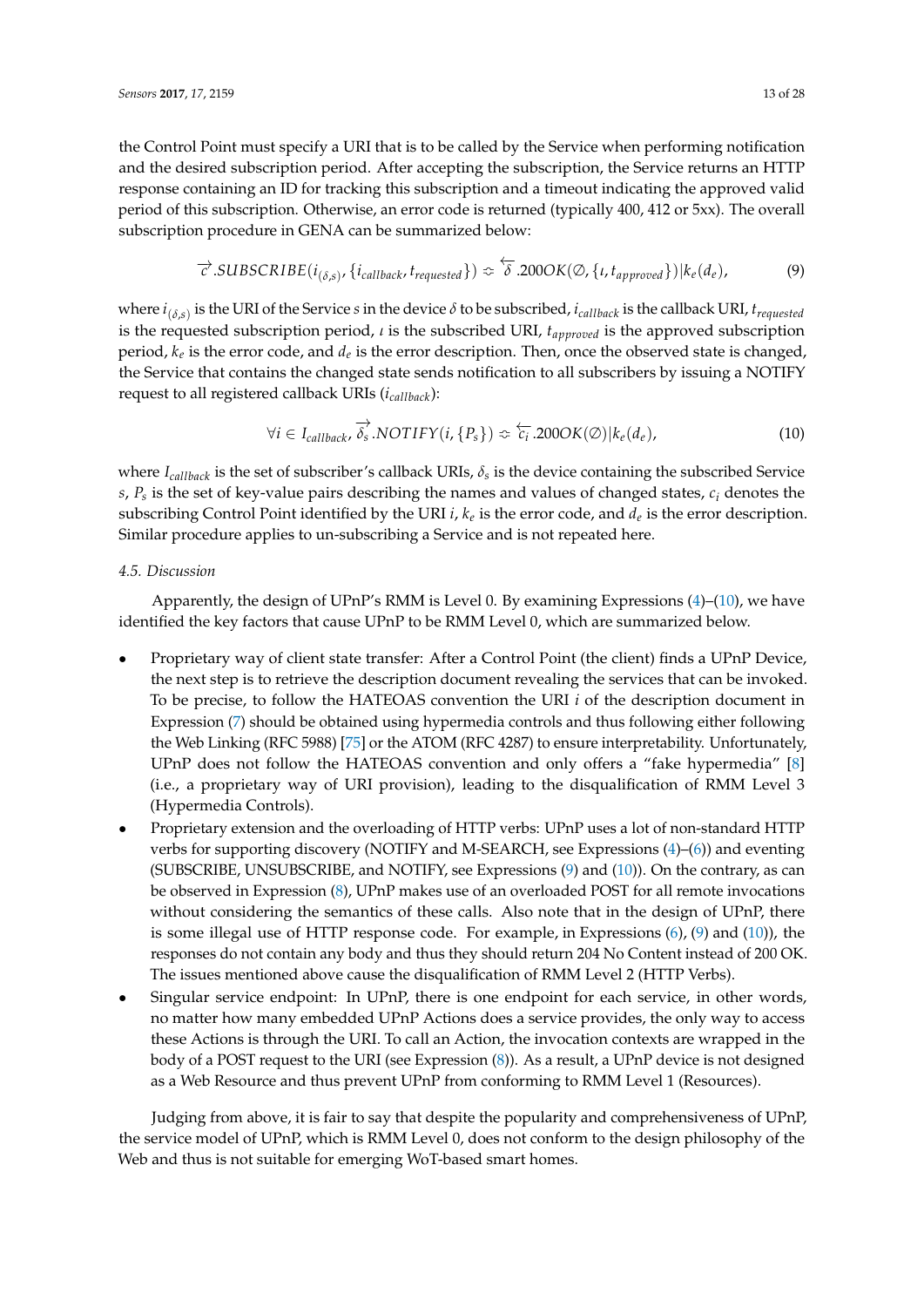the Control Point must specify a URI that is to be called by the Service when performing notification and the desired subscription period. After accepting the subscription, the Service returns an HTTP response containing an ID for tracking this subscription and a timeout indicating the approved valid period of this subscription. Otherwise, an error code is returned (typically 400, 412 or 5xx). The overall subscription procedure in GENA can be summarized below:

$$\overrightarrow{c}.SUBSCRIBE(i_{(\delta,s)}, \{i_{callback}, t_{requested}\}) \rightleftharpoons \overleftarrow{\delta}.200OK(\emptyset, \{\iota, t_{approved}\})|k_e(d_e), \tag{9}$$

where $i_{(\delta,s)}$ is the URI of the Service $s$ in the device $\delta$ to be subscribed, $i_{callback}$ is the callback URI, $t_{requested}$ is the requested subscription period, $\iota$ is the subscribed URI, $t_{approved}$ is the approved subscription period, $k_e$ is the error code, and $d_e$ is the error description. Then, once the observed state is changed, the Service that contains the changed state sends notification to all subscribers by issuing a NOTIFY request to all registered callback URIs ($i_{callback}$):

$$\forall i \in I_{callback}, \overrightarrow{\delta_s}.NOTIFY(i, \{P_s\}) \rightleftharpoons \overleftarrow{c_i}.200OK(\emptyset)|k_e(d_e), \tag{10}$$

where $I_{callback}$ is the set of subscriber's callback URIs, $\delta_s$ is the device containing the subscribed Service $s$, $P_s$ is the set of key-value pairs describing the names and values of changed states, $c_i$ denotes the subscribing Control Point identified by the URI $i$, $k_e$ is the error code, and $d_e$ is the error description. Similar procedure applies to un-subscribing a Service and is not repeated here.

### 4.5. Discussion

Apparently, the design of UPnP's RMM is Level 0. By examining Expressions (4)–(10), we have identified the key factors that cause UPnP to be RMM Level 0, which are summarized below.

- Proprietary way of client state transfer: After a Control Point (the client) finds a UPnP Device, the next step is to retrieve the description document revealing the services that can be invoked. To be precise, to follow the HATEOAS convention the URI $i$ of the description document in Expression (7) should be obtained using hypermedia controls and thus following either following the Web Linking (RFC 5988) [75] or the ATOM (RFC 4287) to ensure interpretability. Unfortunately, UPnP does not follow the HATEOAS convention and only offers a "fake hypermedia" [8] (i.e., a proprietary way of URI provision), leading to the disqualification of RMM Level 3 (Hypermedia Controls).
- Proprietary extension and the overloading of HTTP verbs: UPnP uses a lot of non-standard HTTP verbs for supporting discovery (NOTIFY and M-SEARCH, see Expressions (4)–(6)) and eventing (SUBSCRIBE, UNSUBSCRIBE, and NOTIFY, see Expressions (9) and (10)). On the contrary, as can be observed in Expression (8), UPnP makes use of an overloaded POST for all remote invocations without considering the semantics of these calls. Also note that in the design of UPnP, there is some illegal use of HTTP response code. For example, in Expressions (6), (9) and (10)), the responses do not contain any body and thus they should return 204 No Content instead of 200 OK. The issues mentioned above cause the disqualification of RMM Level 2 (HTTP Verbs).
- Singular service endpoint: In UPnP, there is one endpoint for each service, in other words, no matter how many embedded UPnP Actions does a service provides, the only way to access these Actions is through the URI. To call an Action, the invocation contexts are wrapped in the body of a POST request to the URI (see Expression (8)). As a result, a UPnP device is not designed as a Web Resource and thus prevent UPnP from conforming to RMM Level 1 (Resources).

Judging from above, it is fair to say that despite the popularity and comprehensiveness of UPnP, the service model of UPnP, which is RMM Level 0, does not conform to the design philosophy of the Web and thus is not suitable for emerging WoT-based smart homes.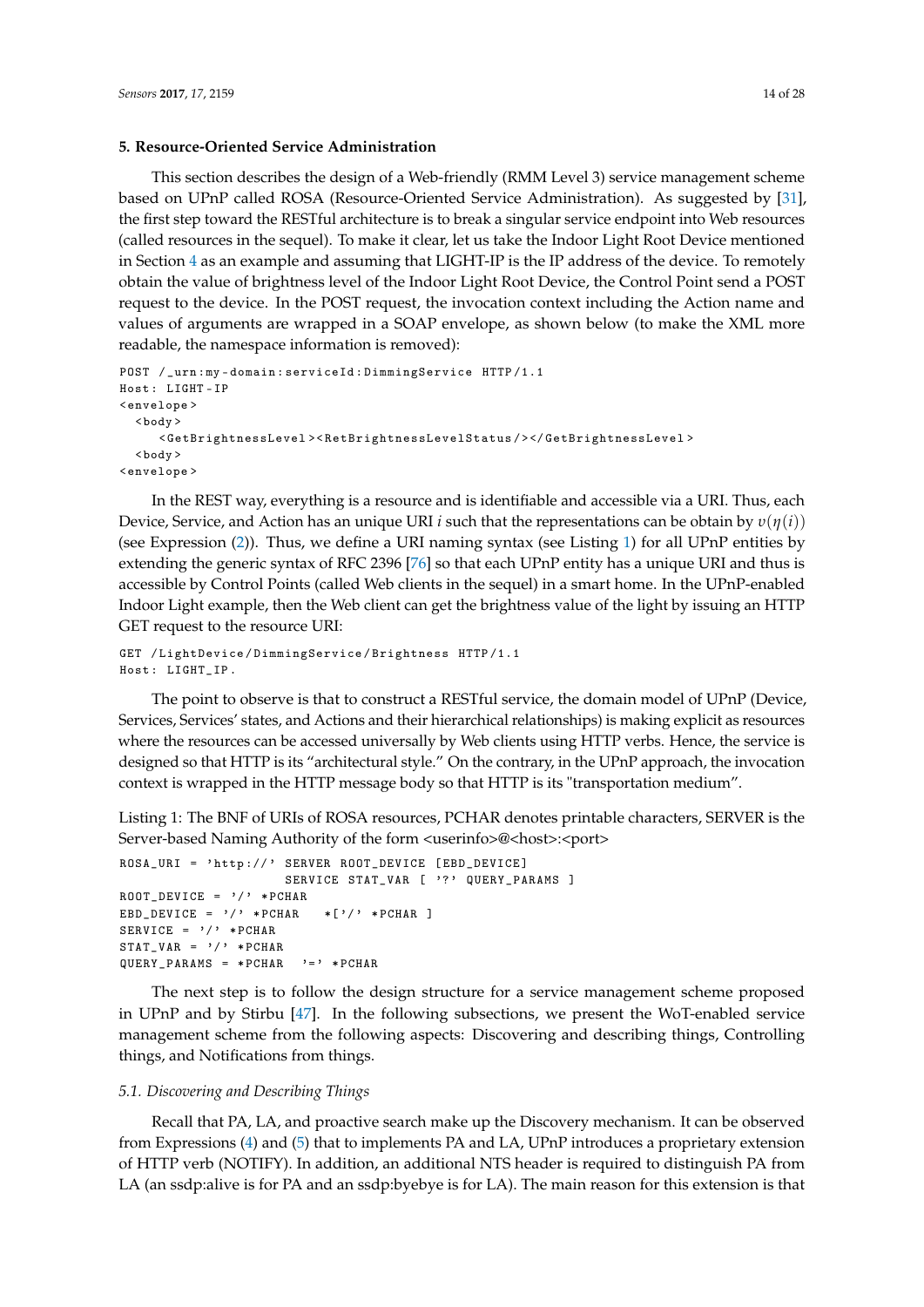## 5. Resource-Oriented Service Administration

This section describes the design of a Web-friendly (RMM Level 3) service management scheme based on UPnP called ROSA (Resource-Oriented Service Administration). As suggested by [31], the first step toward the RESTful architecture is to break a singular service endpoint into Web resources (called resources in the sequel). To make it clear, let us take the Indoor Light Root Device mentioned in Section 4 as an example and assuming that LIGHT-IP is the IP address of the device. To remotely obtain the value of brightness level of the Indoor Light Root Device, the Control Point send a POST request to the device. In the POST request, the invocation context including the Action name and values of arguments are wrapped in a SOAP envelope, as shown below (to make the XML more readable, the namespace information is removed):

```
POST /_urn:my-domain:serviceId:DimmingService HTTP/1.1
Host: LIGHT-IP
<envelope>
  <body>
     <GetBrightnessLevel><RetBrightnessLevelStatus/></GetBrightnessLevel>
  <body>
<envelope>
```

In the REST way, everything is a resource and is identifiable and accessible via a URI. Thus, each Device, Service, and Action has an unique URI $i$ such that the representations can be obtain by $v(\eta(i))$ (see Expression (2)). Thus, we define a URI naming syntax (see Listing 1) for all UPnP entities by extending the generic syntax of RFC 2396 [76] so that each UPnP entity has a unique URI and thus is accessible by Control Points (called Web clients in the sequel) in a smart home. In the UPnP-enabled Indoor Light example, then the Web client can get the brightness value of the light by issuing an HTTP GET request to the resource URI:

```
GET /LightDevice/DimmingService/Brightness HTTP/1.1
Host: LIGHT_IP.
```

The point to observe is that to construct a RESTful service, the domain model of UPnP (Device, Services, Services' states, and Actions and their hierarchical relationships) is making explicit as resources where the resources can be accessed universally by Web clients using HTTP verbs. Hence, the service is designed so that HTTP is its "architectural style." On the contrary, in the UPnP approach, the invocation context is wrapped in the HTTP message body so that HTTP is its "transportation medium".

Listing 1: The BNF of URIs of ROSA resources, PCHAR denotes printable characters, SERVER is the Server-based Naming Authority of the form <userinfo>@<host>:<port>

```
ROSA_URI = 'http://' SERVER ROOT_DEVICE [EBD_DEVICE]
                     SERVICE STAT_VAR [ '?' QUERY_PARAMS ]
ROOT_DEVICE = '/' *PCHAR
EBD_DEVICE = '/' *PCHAR   *['/' *PCHAR ]
SERVICE = '/' *PCHAR
STAT_VAR = '/' *PCHAR
QUERY_PARAMS = *PCHAR  '=' *PCHAR
```

The next step is to follow the design structure for a service management scheme proposed in UPnP and by Stirbu [47]. In the following subsections, we present the WoT-enabled service management scheme from the following aspects: Discovering and describing things, Controlling things, and Notifications from things.

### 5.1. Discovering and Describing Things

Recall that PA, LA, and proactive search make up the Discovery mechanism. It can be observed from Expressions (4) and (5) that to implements PA and LA, UPnP introduces a proprietary extension of HTTP verb (NOTIFY). In addition, an additional NTS header is required to distinguish PA from LA (an ssdp:alive is for PA and an ssdp:byebye is for LA). The main reason for this extension is that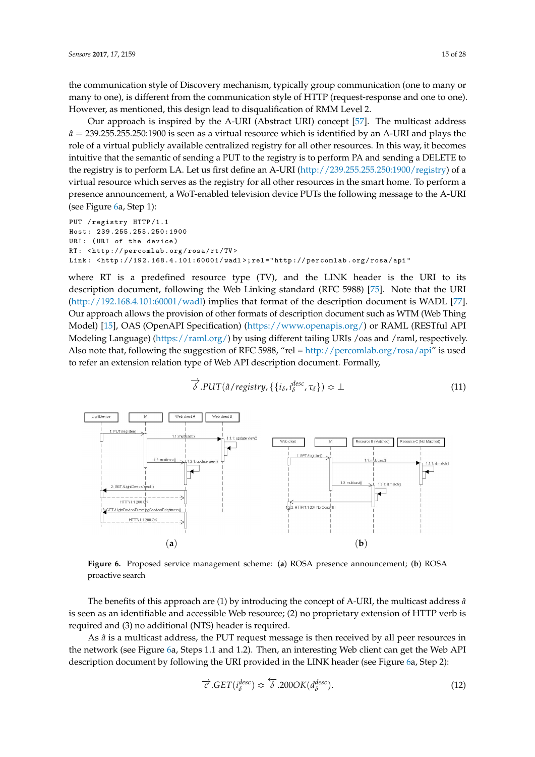the communication style of Discovery mechanism, typically group communication (one to many or many to one), is different from the communication style of HTTP (request-response and one to one). However, as mentioned, this design lead to disqualification of RMM Level 2.

Our approach is inspired by the A-URI (Abstract URI) concept [57]. The multicast address $\hat{a}$ = 239.255.255.250:1900 is seen as a virtual resource which is identified by an A-URI and plays the role of a virtual publicly available centralized registry for all other resources. In this way, it becomes intuitive that the semantic of sending a PUT to the registry is to perform PA and sending a DELETE to the registry is to perform LA. Let us first define an A-URI (http://239.255.255.250:1900/registry) of a virtual resource which serves as the registry for all other resources in the smart home. To perform a presence announcement, a WoT-enabled television device PUTs the following message to the A-URI (see Figure 6a, Step 1):

```
PUT /registry HTTP/1.1
Host: 239.255.255.250:1900
URI: (URI of the device)
RT: <http://percomlab.org/rosa/rt/TV>
Link: <http://192.168.4.101:60001/wadl>;rel="http://percomlab.org/rosa/api"
```

where RT is a predefined resource type (TV), and the LINK header is the URI to its description document, following the Web Linking standard (RFC 5988) [75]. Note that the URI (http://192.168.4.101:60001/wadl) implies that format of the description document is WADL [77]. Our approach allows the provision of other formats of description document such as WTM (Web Thing Model) [15], OAS (OpenAPI Specification) (https://www.openapis.org/) or RAML (RESTful API Modeling Language) (https://raml.org/) by using different tailing URIs /oas and /raml, respectively. Also note that, following the suggestion of RFC 5988, "rel = http://percomlab.org/rosa/api" is used to refer an extension relation type of Web API description document. Formally,

$$\overrightarrow{\delta}.PUT(\hat{a}/registry, \{\{i_\delta, i_\delta^{desc}, \tau_\delta\}) \risingdotseq \perp \tag{11}$$

Figure 6. Proposed service management scheme: (a) ROSA presence announcement; (b) ROSA proactive search

The benefits of this approach are (1) by introducing the concept of A-URI, the multicast address $\hat{a}$ is seen as an identifiable and accessible Web resource; (2) no proprietary extension of HTTP verb is required and (3) no additional (NTS) header is required.

As $\hat{a}$ is a multicast address, the PUT request message is then received by all peer resources in the network (see Figure 6a, Steps 1.1 and 1.2). Then, an interesting Web client can get the Web API description document by following the URI provided in the LINK header (see Figure 6a, Step 2):

$$\overrightarrow{c}.GET(i_\delta^{desc}) \risingdotseq \overleftarrow{\delta}.200OK(d_\delta^{desc}). \tag{12}$$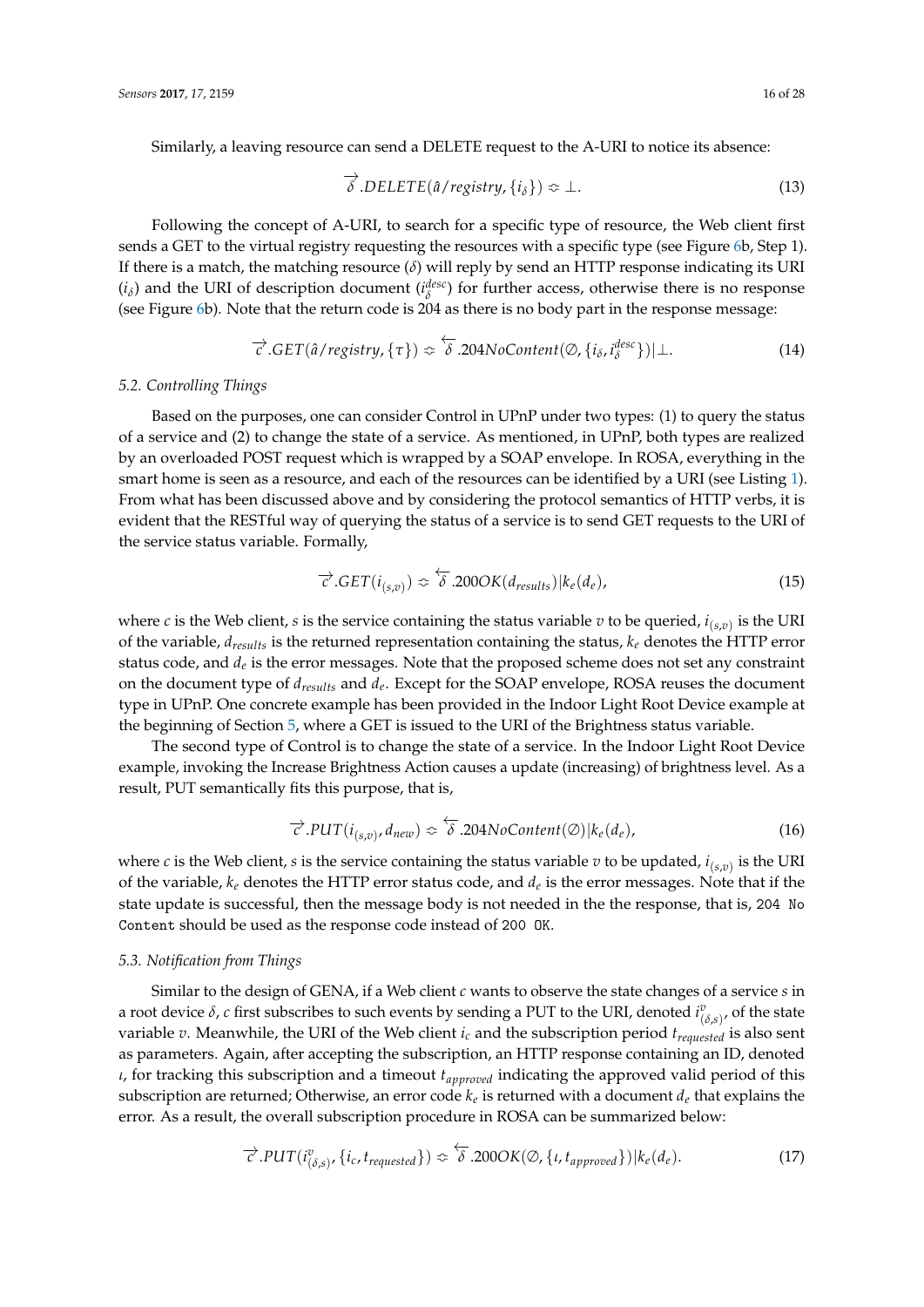Similarly, a leaving resource can send a DELETE request to the A-URI to notice its absence:

$$\overrightarrow{\delta}.DELETE(\hat{a}/registry, \{i_\delta\}) \rightleftharpoons \perp. \tag{13}$$

Following the concept of A-URI, to search for a specific type of resource, the Web client first sends a GET to the virtual registry requesting the resources with a specific type (see Figure 6b, Step 1). If there is a match, the matching resource ($\delta$) will reply by send an HTTP response indicating its URI ($i_\delta$) and the URI of description document ($i_\delta^{desc}$) for further access, otherwise there is no response (see Figure 6b). Note that the return code is 204 as there is no body part in the response message:

$$\overrightarrow{c}.GET(\hat{a}/registry, \{\tau\}) \rightleftharpoons \overleftarrow{\delta}.204NoContent(\emptyset, \{i_\delta, i_\delta^{desc}\})|\perp. \tag{14}$$

### 5.2. Controlling Things

Based on the purposes, one can consider Control in UPnP under two types: (1) to query the status of a service and (2) to change the state of a service. As mentioned, in UPnP, both types are realized by an overloaded POST request which is wrapped by a SOAP envelope. In ROSA, everything in the smart home is seen as a resource, and each of the resources can be identified by a URI (see Listing 1). From what has been discussed above and by considering the protocol semantics of HTTP verbs, it is evident that the RESTful way of querying the status of a service is to send GET requests to the URI of the service status variable. Formally,

$$\overrightarrow{c}.GET(i_{(s,v)}) \rightleftharpoons \overleftarrow{\delta}.200OK(d_{results})|k_e(d_e), \tag{15}$$

where $c$ is the Web client, $s$ is the service containing the status variable $v$ to be queried, $i_{(s,v)}$ is the URI of the variable, $d_{results}$ is the returned representation containing the status, $k_e$ denotes the HTTP error status code, and $d_e$ is the error messages. Note that the proposed scheme does not set any constraint on the document type of $d_{results}$ and $d_e$. Except for the SOAP envelope, ROSA reuses the document type in UPnP. One concrete example has been provided in the Indoor Light Root Device example at the beginning of Section 5, where a GET is issued to the URI of the Brightness status variable.

The second type of Control is to change the state of a service. In the Indoor Light Root Device example, invoking the Increase Brightness Action causes a update (increasing) of brightness level. As a result, PUT semantically fits this purpose, that is,

$$\overrightarrow{c}.PUT(i_{(s,v)}, d_{new}) \rightleftharpoons \overleftarrow{\delta}.204NoContent(\emptyset)|k_e(d_e), \tag{16}$$

where $c$ is the Web client, $s$ is the service containing the status variable $v$ to be updated, $i_{(s,v)}$ is the URI of the variable, $k_e$ denotes the HTTP error status code, and $d_e$ is the error messages. Note that if the state update is successful, then the message body is not needed in the the response, that is, `204 No Content` should be used as the response code instead of `200 OK`.

### 5.3. Notification from Things

Similar to the design of GENA, if a Web client $c$ wants to observe the state changes of a service $s$ in a root device $\delta$, $c$ first subscribes to such events by sending a PUT to the URI, denoted $i^v_{(\delta,s)}$, of the state variable $v$. Meanwhile, the URI of the Web client $i_c$ and the subscription period $t_{requested}$ is also sent as parameters. Again, after accepting the subscription, an HTTP response containing an ID, denoted $\iota$, for tracking this subscription and a timeout $t_{approved}$ indicating the approved valid period of this subscription are returned; Otherwise, an error code $k_e$ is returned with a document $d_e$ that explains the error. As a result, the overall subscription procedure in ROSA can be summarized below:

$$\overrightarrow{c}.PUT(i^v_{(\delta,s)}, \{i_c, t_{requested}\}) \rightleftharpoons \overleftarrow{\delta}.200OK(\emptyset, \{\iota, t_{approved}\})|k_e(d_e). \tag{17}$$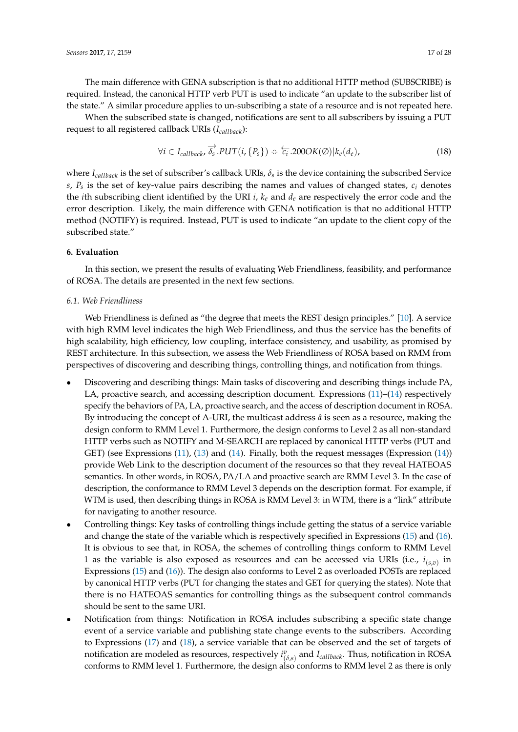The main difference with GENA subscription is that no additional HTTP method (SUBSCRIBE) is required. Instead, the canonical HTTP verb PUT is used to indicate "an update to the subscriber list of the state." A similar procedure applies to un-subscribing a state of a resource and is not repeated here.

When the subscribed state is changed, notifications are sent to all subscribers by issuing a PUT request to all registered callback URIs ($I_{callback}$):

$$\forall i \in I_{callback}, \overrightarrow{\delta_s}.PUT(i, \{P_s\}) \risingdotseq \overleftarrow{c_i}.200OK(\emptyset)|k_e(d_e), \tag{18}$$

where $I_{callback}$ is the set of subscriber's callback URIs, $\delta_s$ is the device containing the subscribed Service $s$, $P_s$ is the set of key-value pairs describing the names and values of changed states, $c_i$ denotes the $i$th subscribing client identified by the URI $i$, $k_e$ and $d_e$ are respectively the error code and the error description. Likely, the main difference with GENA notification is that no additional HTTP method (NOTIFY) is required. Instead, PUT is used to indicate "an update to the client copy of the subscribed state."

## 6. Evaluation

In this section, we present the results of evaluating Web Friendliness, feasibility, and performance of ROSA. The details are presented in the next few sections.

### 6.1. Web Friendliness

Web Friendliness is defined as "the degree that meets the REST design principles." [10]. A service with high RMM level indicates the high Web Friendliness, and thus the service has the benefits of high scalability, high efficiency, low coupling, interface consistency, and usability, as promised by REST architecture. In this subsection, we assess the Web Friendliness of ROSA based on RMM from perspectives of discovering and describing things, controlling things, and notification from things.

- Discovering and describing things: Main tasks of discovering and describing things include PA, LA, proactive search, and accessing description document. Expressions (11)–(14) respectively specify the behaviors of PA, LA, proactive search, and the access of description document in ROSA. By introducing the concept of A-URI, the multicast address $\hat{a}$ is seen as a resource, making the design conform to RMM Level 1. Furthermore, the design conforms to Level 2 as all non-standard HTTP verbs such as NOTIFY and M-SEARCH are replaced by canonical HTTP verbs (PUT and GET) (see Expressions (11), (13) and (14). Finally, both the request messages (Expression (14)) provide Web Link to the description document of the resources so that they reveal HATEOAS semantics. In other words, in ROSA, PA/LA and proactive search are RMM Level 3. In the case of description, the conformance to RMM Level 3 depends on the description format. For example, if WTM is used, then describing things in ROSA is RMM Level 3: in WTM, there is a "link" attribute for navigating to another resource.
- Controlling things: Key tasks of controlling things include getting the status of a service variable and change the state of the variable which is respectively specified in Expressions (15) and (16). It is obvious to see that, in ROSA, the schemes of controlling things conform to RMM Level 1 as the variable is also exposed as resources and can be accessed via URIs (i.e., $i_{(s,v)}$ in Expressions (15) and (16)). The design also conforms to Level 2 as overloaded POSTs are replaced by canonical HTTP verbs (PUT for changing the states and GET for querying the states). Note that there is no HATEOAS semantics for controlling things as the subsequent control commands should be sent to the same URI.
- Notification from things: Notification in ROSA includes subscribing a specific state change event of a service variable and publishing state change events to the subscribers. According to Expressions (17) and (18), a service variable that can be observed and the set of targets of notification are modeled as resources, respectively $i^{v}_{(\delta,s)}$ and $I_{callback}$. Thus, notification in ROSA conforms to RMM level 1. Furthermore, the design also conforms to RMM level 2 as there is only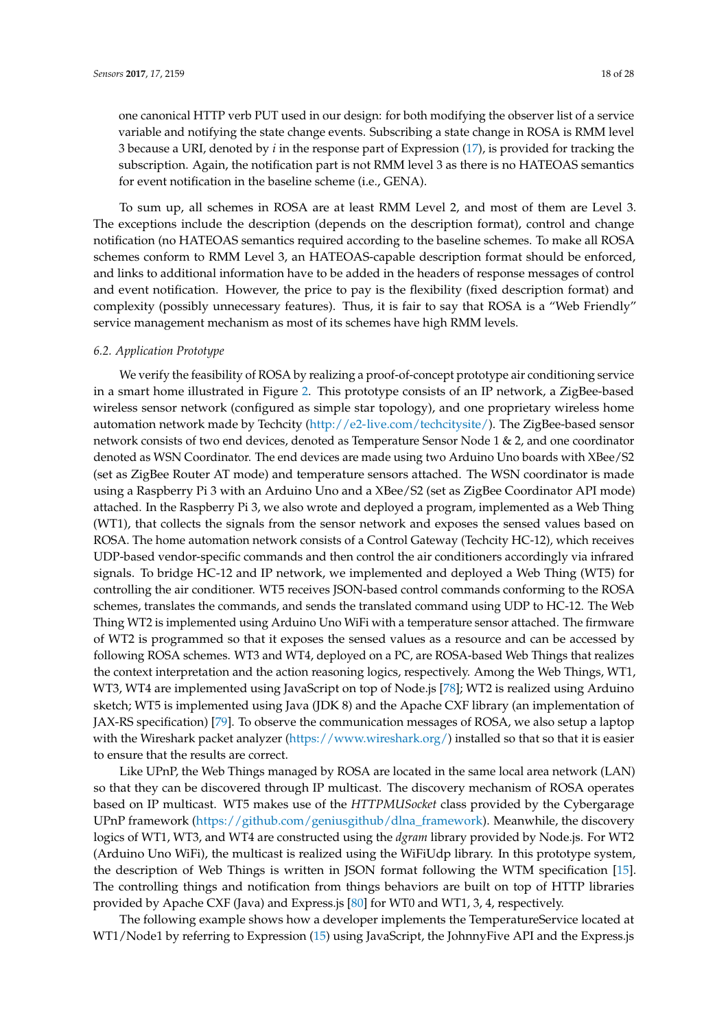one canonical HTTP verb PUT used in our design: for both modifying the observer list of a service variable and notifying the state change events. Subscribing a state change in ROSA is RMM level 3 because a URI, denoted by $i$ in the response part of Expression (17), is provided for tracking the subscription. Again, the notification part is not RMM level 3 as there is no HATEOAS semantics for event notification in the baseline scheme (i.e., GENA).

To sum up, all schemes in ROSA are at least RMM Level 2, and most of them are Level 3. The exceptions include the description (depends on the description format), control and change notification (no HATEOAS semantics required according to the baseline schemes. To make all ROSA schemes conform to RMM Level 3, an HATEOAS-capable description format should be enforced, and links to additional information have to be added in the headers of response messages of control and event notification. However, the price to pay is the flexibility (fixed description format) and complexity (possibly unnecessary features). Thus, it is fair to say that ROSA is a "Web Friendly" service management mechanism as most of its schemes have high RMM levels.

### 6.2. Application Prototype

We verify the feasibility of ROSA by realizing a proof-of-concept prototype air conditioning service in a smart home illustrated in Figure 2. This prototype consists of an IP network, a ZigBee-based wireless sensor network (configured as simple star topology), and one proprietary wireless home automation network made by Techcity (http://e2-live.com/techcitysite/). The ZigBee-based sensor network consists of two end devices, denoted as Temperature Sensor Node 1 & 2, and one coordinator denoted as WSN Coordinator. The end devices are made using two Arduino Uno boards with XBee/S2 (set as ZigBee Router AT mode) and temperature sensors attached. The WSN coordinator is made using a Raspberry Pi 3 with an Arduino Uno and a XBee/S2 (set as ZigBee Coordinator API mode) attached. In the Raspberry Pi 3, we also wrote and deployed a program, implemented as a Web Thing (WT1), that collects the signals from the sensor network and exposes the sensed values based on ROSA. The home automation network consists of a Control Gateway (Techcity HC-12), which receives UDP-based vendor-specific commands and then control the air conditioners accordingly via infrared signals. To bridge HC-12 and IP network, we implemented and deployed a Web Thing (WT5) for controlling the air conditioner. WT5 receives JSON-based control commands conforming to the ROSA schemes, translates the commands, and sends the translated command using UDP to HC-12. The Web Thing WT2 is implemented using Arduino Uno WiFi with a temperature sensor attached. The firmware of WT2 is programmed so that it exposes the sensed values as a resource and can be accessed by following ROSA schemes. WT3 and WT4, deployed on a PC, are ROSA-based Web Things that realizes the context interpretation and the action reasoning logics, respectively. Among the Web Things, WT1, WT3, WT4 are implemented using JavaScript on top of Node.js [78]; WT2 is realized using Arduino sketch; WT5 is implemented using Java (JDK 8) and the Apache CXF library (an implementation of JAX-RS specification) [79]. To observe the communication messages of ROSA, we also setup a laptop with the Wireshark packet analyzer (https://www.wireshark.org/) installed so that so that it is easier to ensure that the results are correct.

Like UPnP, the Web Things managed by ROSA are located in the same local area network (LAN) so that they can be discovered through IP multicast. The discovery mechanism of ROSA operates based on IP multicast. WT5 makes use of the *HTTPMUSocket* class provided by the Cybergarage UPnP framework (https://github.com/geniusgithub/dlna_framework). Meanwhile, the discovery logics of WT1, WT3, and WT4 are constructed using the *dgram* library provided by Node.js. For WT2 (Arduino Uno WiFi), the multicast is realized using the WiFiUdp library. In this prototype system, the description of Web Things is written in JSON format following the WTM specification [15]. The controlling things and notification from things behaviors are built on top of HTTP libraries provided by Apache CXF (Java) and Express.js [80] for WT0 and WT1, 3, 4, respectively.

The following example shows how a developer implements the TemperatureService located at WT1/Node1 by referring to Expression (15) using JavaScript, the JohnnyFive API and the Express.js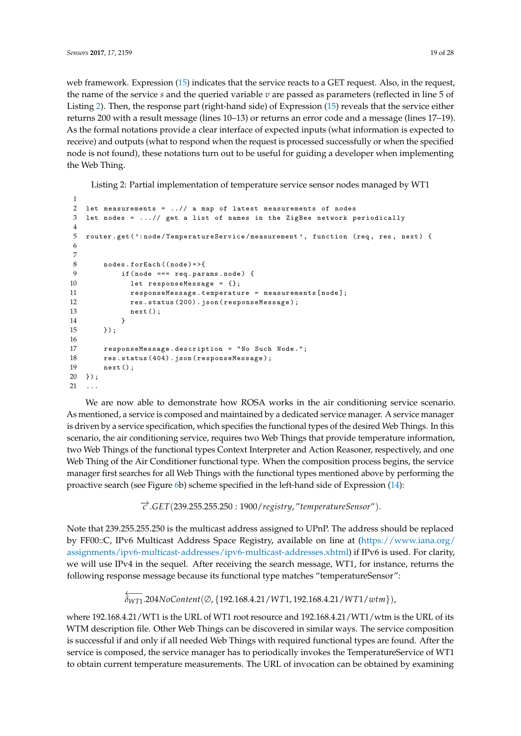web framework. Expression (15) indicates that the service reacts to a GET request. Also, in the request, the name of the service $s$ and the queried variable $v$ are passed as parameters (reflected in line 5 of Listing 2). Then, the response part (right-hand side) of Expression (15) reveals that the service either returns 200 with a result message (lines 10–13) or returns an error code and a message (lines 17–19). As the formal notations provide a clear interface of expected inputs (what information is expected to receive) and outputs (what to respond when the request is processed successfully or when the specified node is not found), these notations turn out to be useful for guiding a developer when implementing the Web Thing.

Listing 2: Partial implementation of temperature service sensor nodes managed by WT1

```
1
2  let measurements = ..// a map of latest measurements of nodes
3  let nodes = ...// get a list of names in the ZigBee network periodically
4
5  router.get(':node/TemperatureService/measurement', function (req, res, next) {
6
7
8      nodes.forEach((node)=>{
9          if(node === req.params.node) {
10           let responseMessage = {};
11           responseMessage.temperature = measurements[node];
12           res.status(200).json(responseMessage);
13           next();
14         }
15     });
16
17     responseMessage.description = "No Such Node.";
18     res.status(404).json(responseMessage);
19     next();
20 });
21 ...
```

We are now able to demonstrate how ROSA works in the air conditioning service scenario. As mentioned, a service is composed and maintained by a dedicated service manager. A service manager is driven by a service specification, which specifies the functional types of the desired Web Things. In this scenario, the air conditioning service, requires two Web Things that provide temperature information, two Web Things of the functional types Context Interpreter and Action Reasoner, respectively, and one Web Thing of the Air Conditioner functional type. When the composition process begins, the service manager first searches for all Web Things with the functional types mentioned above by performing the proactive search (see Figure 6b) scheme specified in the left-hand side of Expression (14):

$$\overrightarrow{c}.GET(239.255.255.250:1900/registry, ''temperatureSensor'').$$

Note that 239.255.255.250 is the multicast address assigned to UPnP. The address should be replaced by FF00::C, IPv6 Multicast Address Space Registry, available on line at (https://www.iana.org/assignments/ipv6-multicast-addresses/ipv6-multicast-addresses.xhtml) if IPv6 is used. For clarity, we will use IPv4 in the sequel. After receiving the search message, WT1, for instance, returns the following response message because its functional type matches "temperatureSensor":

$$\overleftarrow{\delta_{WT1}}.204NoContent(\emptyset, \{192.168.4.21/WT1, 192.168.4.21/WT1/wtm\}),$$

where 192.168.4.21/WT1 is the URL of WT1 root resource and 192.168.4.21/WT1/wtm is the URL of its WTM description file. Other Web Things can be discovered in similar ways. The service composition is successful if and only if all needed Web Things with required functional types are found. After the service is composed, the service manager has to periodically invokes the TemperatureService of WT1 to obtain current temperature measurements. The URL of invocation can be obtained by examining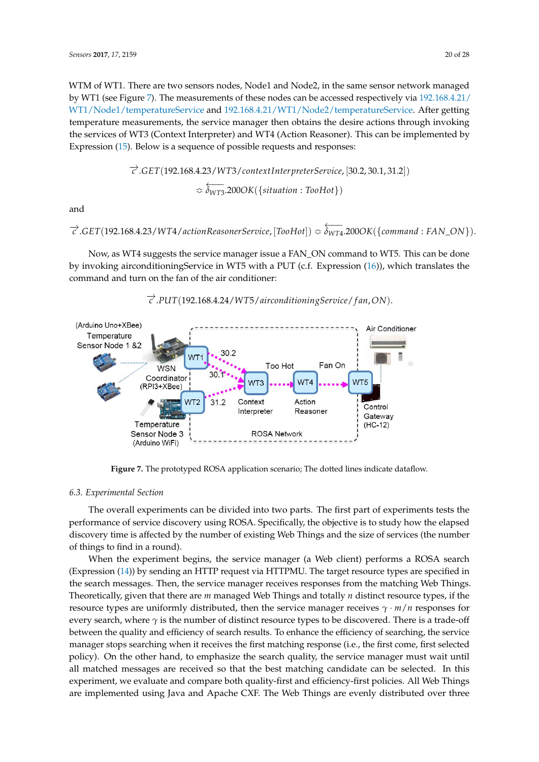WTM of WT1. There are two sensors nodes, Node1 and Node2, in the same sensor network managed by WT1 (see Figure 7). The measurements of these nodes can be accessed respectively via 192.168.4.21/WT1/Node1/temperatureService and 192.168.4.21/WT1/Node2/temperatureService. After getting temperature measurements, the service manager then obtains the desire actions through invoking the services of WT3 (Context Interpreter) and WT4 (Action Reasoner). This can be implemented by Expression (15). Below is a sequence of possible requests and responses:

$$\overrightarrow{c}.GET(192.168.4.23/WT3/contextInterpreterService, [30.2, 30.1, 31.2])$$
$$\rightsquigarrow \overleftarrow{\delta_{WT3}}.200OK(\{situation : TooHot\})$$

and

$$\overrightarrow{c}.GET(192.168.4.23/WT4/actionReasonerService, [TooHot]) \rightsquigarrow \overleftarrow{\delta_{WT4}}.200OK(\{command : FAN\_ON\}).$$

Now, as WT4 suggests the service manager issue a FAN_ON command to WT5. This can be done by invoking airconditioningService in WT5 with a PUT (c.f. Expression (16)), which translates the command and turn on the fan of the air conditioner:

$$\overrightarrow{c}.PUT(192.168.4.24/WT5/airconditioningService/fan, ON).$$

**Figure 7.** The prototyped ROSA application scenario; The dotted lines indicate dataflow.

### 6.3. Experimental Section

The overall experiments can be divided into two parts. The first part of experiments tests the performance of service discovery using ROSA. Specifically, the objective is to study how the elapsed discovery time is affected by the number of existing Web Things and the size of services (the number of things to find in a round).

When the experiment begins, the service manager (a Web client) performs a ROSA search (Expression (14)) by sending an HTTP request via HTTPMU. The target resource types are specified in the search messages. Then, the service manager receives responses from the matching Web Things. Theoretically, given that there are $m$ managed Web Things and totally $n$ distinct resource types, if the resource types are uniformly distributed, then the service manager receives $\gamma \cdot m/n$ responses for every search, where $\gamma$ is the number of distinct resource types to be discovered. There is a trade-off between the quality and efficiency of search results. To enhance the efficiency of searching, the service manager stops searching when it receives the first matching response (i.e., the first come, first selected policy). On the other hand, to emphasize the search quality, the service manager must wait until all matched messages are received so that the best matching candidate can be selected. In this experiment, we evaluate and compare both quality-first and efficiency-first policies. All Web Things are implemented using Java and Apache CXF. The Web Things are evenly distributed over three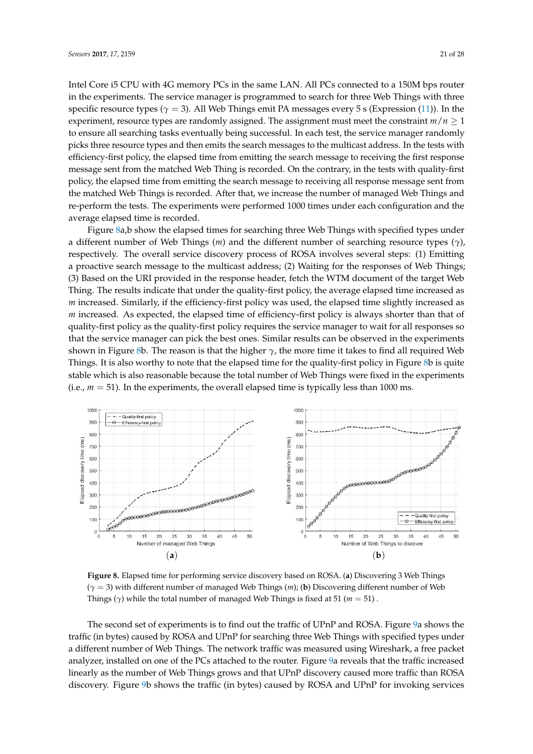Intel Core i5 CPU with 4G memory PCs in the same LAN. All PCs connected to a 150M bps router in the experiments. The service manager is programmed to search for three Web Things with three specific resource types ($\gamma = 3$). All Web Things emit PA messages every 5 s (Expression (11)). In the experiment, resource types are randomly assigned. The assignment must meet the constraint $m/n \geq 1$ to ensure all searching tasks eventually being successful. In each test, the service manager randomly picks three resource types and then emits the search messages to the multicast address. In the tests with efficiency-first policy, the elapsed time from emitting the search message to receiving the first response message sent from the matched Web Thing is recorded. On the contrary, in the tests with quality-first policy, the elapsed time from emitting the search message to receiving all response message sent from the matched Web Things is recorded. After that, we increase the number of managed Web Things and re-perform the tests. The experiments were performed 1000 times under each configuration and the average elapsed time is recorded.

Figure 8a,b show the elapsed times for searching three Web Things with specified types under a different number of Web Things ($m$) and the different number of searching resource types ($\gamma$), respectively. The overall service discovery process of ROSA involves several steps: (1) Emitting a proactive search message to the multicast address; (2) Waiting for the responses of Web Things; (3) Based on the URI provided in the response header, fetch the WTM document of the target Web Thing. The results indicate that under the quality-first policy, the average elapsed time increased as $m$ increased. Similarly, if the efficiency-first policy was used, the elapsed time slightly increased as $m$ increased. As expected, the elapsed time of efficiency-first policy is always shorter than that of quality-first policy as the quality-first policy requires the service manager to wait for all responses so that the service manager can pick the best ones. Similar results can be observed in the experiments shown in Figure 8b. The reason is that the higher $\gamma$, the more time it takes to find all required Web Things. It is also worthy to note that the elapsed time for the quality-first policy in Figure 8b is quite stable which is also reasonable because the total number of Web Things were fixed in the experiments (i.e., $m = 51$). In the experiments, the overall elapsed time is typically less than 1000 ms.

**Figure 8.** Elapsed time for performing service discovery based on ROSA. (**a**) Discovering 3 Web Things ($\gamma = 3$) with different number of managed Web Things ($m$); (**b**) Discovering different number of Web Things ($\gamma$) while the total number of managed Web Things is fixed at 51 ($m = 51$) .

The second set of experiments is to find out the traffic of UPnP and ROSA. Figure 9a shows the traffic (in bytes) caused by ROSA and UPnP for searching three Web Things with specified types under a different number of Web Things. The network traffic was measured using Wireshark, a free packet analyzer, installed on one of the PCs attached to the router. Figure 9a reveals that the traffic increased linearly as the number of Web Things grows and that UPnP discovery caused more traffic than ROSA discovery. Figure 9b shows the traffic (in bytes) caused by ROSA and UPnP for invoking services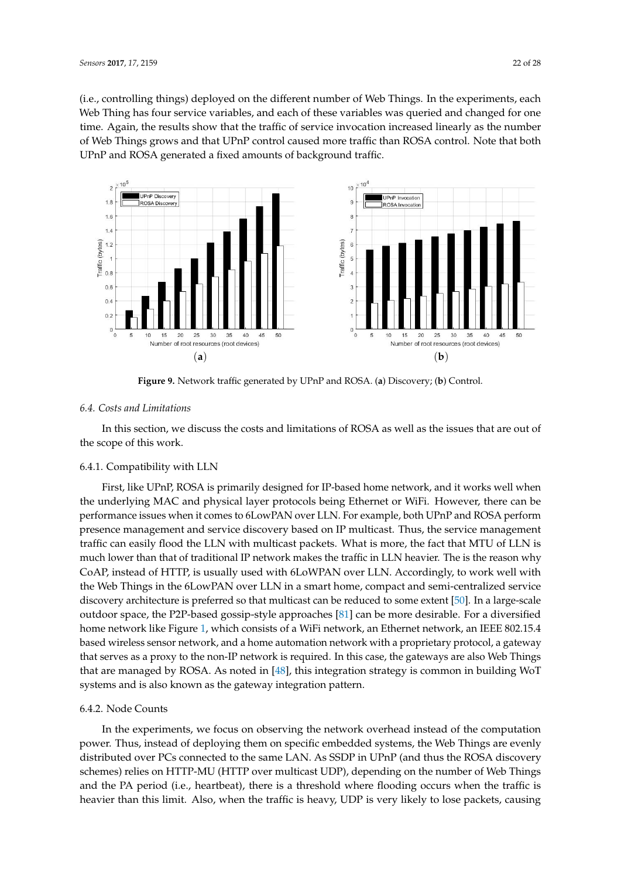(i.e., controlling things) deployed on the different number of Web Things. In the experiments, each Web Thing has four service variables, and each of these variables was queried and changed for one time. Again, the results show that the traffic of service invocation increased linearly as the number of Web Things grows and that UPnP control caused more traffic than ROSA control. Note that both UPnP and ROSA generated a fixed amounts of background traffic.

**Figure 9.** Network traffic generated by UPnP and ROSA. (**a**) Discovery; (**b**) Control.

### 6.4. Costs and Limitations

In this section, we discuss the costs and limitations of ROSA as well as the issues that are out of the scope of this work.

#### 6.4.1. Compatibility with LLN

First, like UPnP, ROSA is primarily designed for IP-based home network, and it works well when the underlying MAC and physical layer protocols being Ethernet or WiFi. However, there can be performance issues when it comes to 6LowPAN over LLN. For example, both UPnP and ROSA perform presence management and service discovery based on IP multicast. Thus, the service management traffic can easily flood the LLN with multicast packets. What is more, the fact that MTU of LLN is much lower than that of traditional IP network makes the traffic in LLN heavier. The is the reason why CoAP, instead of HTTP, is usually used with 6LoWPAN over LLN. Accordingly, to work well with the Web Things in the 6LowPAN over LLN in a smart home, compact and semi-centralized service discovery architecture is preferred so that multicast can be reduced to some extent [50]. In a large-scale outdoor space, the P2P-based gossip-style approaches [81] can be more desirable. For a diversified home network like Figure 1, which consists of a WiFi network, an Ethernet network, an IEEE 802.15.4 based wireless sensor network, and a home automation network with a proprietary protocol, a gateway that serves as a proxy to the non-IP network is required. In this case, the gateways are also Web Things that are managed by ROSA. As noted in [48], this integration strategy is common in building WoT systems and is also known as the gateway integration pattern.

#### 6.4.2. Node Counts

In the experiments, we focus on observing the network overhead instead of the computation power. Thus, instead of deploying them on specific embedded systems, the Web Things are evenly distributed over PCs connected to the same LAN. As SSDP in UPnP (and thus the ROSA discovery schemes) relies on HTTP-MU (HTTP over multicast UDP), depending on the number of Web Things and the PA period (i.e., heartbeat), there is a threshold where flooding occurs when the traffic is heavier than this limit. Also, when the traffic is heavy, UDP is very likely to lose packets, causing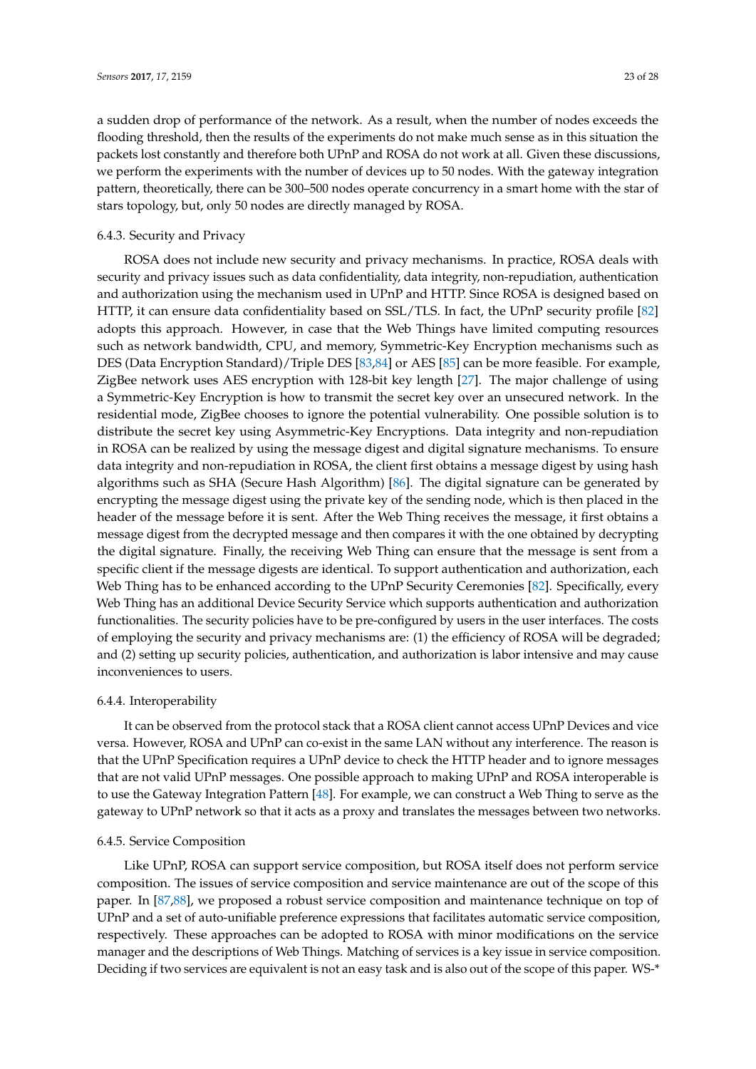a sudden drop of performance of the network. As a result, when the number of nodes exceeds the flooding threshold, then the results of the experiments do not make much sense as in this situation the packets lost constantly and therefore both UPnP and ROSA do not work at all. Given these discussions, we perform the experiments with the number of devices up to 50 nodes. With the gateway integration pattern, theoretically, there can be 300–500 nodes operate concurrency in a smart home with the star of stars topology, but, only 50 nodes are directly managed by ROSA.

#### 6.4.3. Security and Privacy

ROSA does not include new security and privacy mechanisms. In practice, ROSA deals with security and privacy issues such as data confidentiality, data integrity, non-repudiation, authentication and authorization using the mechanism used in UPnP and HTTP. Since ROSA is designed based on HTTP, it can ensure data confidentiality based on SSL/TLS. In fact, the UPnP security profile [82] adopts this approach. However, in case that the Web Things have limited computing resources such as network bandwidth, CPU, and memory, Symmetric-Key Encryption mechanisms such as DES (Data Encryption Standard)/Triple DES [83,84] or AES [85] can be more feasible. For example, ZigBee network uses AES encryption with 128-bit key length [27]. The major challenge of using a Symmetric-Key Encryption is how to transmit the secret key over an unsecured network. In the residential mode, ZigBee chooses to ignore the potential vulnerability. One possible solution is to distribute the secret key using Asymmetric-Key Encryptions. Data integrity and non-repudiation in ROSA can be realized by using the message digest and digital signature mechanisms. To ensure data integrity and non-repudiation in ROSA, the client first obtains a message digest by using hash algorithms such as SHA (Secure Hash Algorithm) [86]. The digital signature can be generated by encrypting the message digest using the private key of the sending node, which is then placed in the header of the message before it is sent. After the Web Thing receives the message, it first obtains a message digest from the decrypted message and then compares it with the one obtained by decrypting the digital signature. Finally, the receiving Web Thing can ensure that the message is sent from a specific client if the message digests are identical. To support authentication and authorization, each Web Thing has to be enhanced according to the UPnP Security Ceremonies [82]. Specifically, every Web Thing has an additional Device Security Service which supports authentication and authorization functionalities. The security policies have to be pre-configured by users in the user interfaces. The costs of employing the security and privacy mechanisms are: (1) the efficiency of ROSA will be degraded; and (2) setting up security policies, authentication, and authorization is labor intensive and may cause inconveniences to users.

#### 6.4.4. Interoperability

It can be observed from the protocol stack that a ROSA client cannot access UPnP Devices and vice versa. However, ROSA and UPnP can co-exist in the same LAN without any interference. The reason is that the UPnP Specification requires a UPnP device to check the HTTP header and to ignore messages that are not valid UPnP messages. One possible approach to making UPnP and ROSA interoperable is to use the Gateway Integration Pattern [48]. For example, we can construct a Web Thing to serve as the gateway to UPnP network so that it acts as a proxy and translates the messages between two networks.

#### 6.4.5. Service Composition

Like UPnP, ROSA can support service composition, but ROSA itself does not perform service composition. The issues of service composition and service maintenance are out of the scope of this paper. In [87,88], we proposed a robust service composition and maintenance technique on top of UPnP and a set of auto-unifiable preference expressions that facilitates automatic service composition, respectively. These approaches can be adopted to ROSA with minor modifications on the service manager and the descriptions of Web Things. Matching of services is a key issue in service composition. Deciding if two services are equivalent is not an easy task and is also out of the scope of this paper. WS-*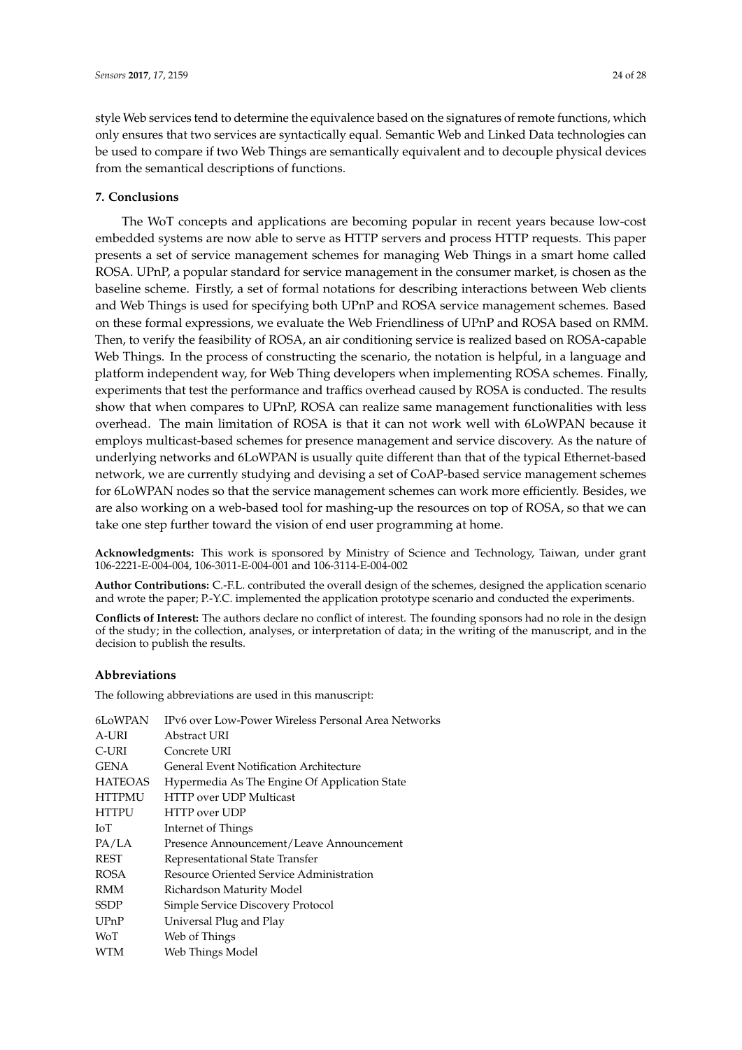style Web services tend to determine the equivalence based on the signatures of remote functions, which only ensures that two services are syntactically equal. Semantic Web and Linked Data technologies can be used to compare if two Web Things are semantically equivalent and to decouple physical devices from the semantical descriptions of functions.

## 7. Conclusions

The WoT concepts and applications are becoming popular in recent years because low-cost embedded systems are now able to serve as HTTP servers and process HTTP requests. This paper presents a set of service management schemes for managing Web Things in a smart home called ROSA. UPnP, a popular standard for service management in the consumer market, is chosen as the baseline scheme. Firstly, a set of formal notations for describing interactions between Web clients and Web Things is used for specifying both UPnP and ROSA service management schemes. Based on these formal expressions, we evaluate the Web Friendliness of UPnP and ROSA based on RMM. Then, to verify the feasibility of ROSA, an air conditioning service is realized based on ROSA-capable Web Things. In the process of constructing the scenario, the notation is helpful, in a language and platform independent way, for Web Thing developers when implementing ROSA schemes. Finally, experiments that test the performance and traffics overhead caused by ROSA is conducted. The results show that when compares to UPnP, ROSA can realize same management functionalities with less overhead. The main limitation of ROSA is that it can not work well with 6LoWPAN because it employs multicast-based schemes for presence management and service discovery. As the nature of underlying networks and 6LoWPAN is usually quite different than that of the typical Ethernet-based network, we are currently studying and devising a set of CoAP-based service management schemes for 6LoWPAN nodes so that the service management schemes can work more efficiently. Besides, we are also working on a web-based tool for mashing-up the resources on top of ROSA, so that we can take one step further toward the vision of end user programming at home.

**Acknowledgments:** This work is sponsored by Ministry of Science and Technology, Taiwan, under grant 106-2221-E-004-004, 106-3011-E-004-001 and 106-3114-E-004-002

**Author Contributions:** C.-F.L. contributed the overall design of the schemes, designed the application scenario and wrote the paper; P.-Y.C. implemented the application prototype scenario and conducted the experiments.

**Conflicts of Interest:** The authors declare no conflict of interest. The founding sponsors had no role in the design of the study; in the collection, analyses, or interpretation of data; in the writing of the manuscript, and in the decision to publish the results.

### Abbreviations

The following abbreviations are used in this manuscript:

| | |
|---|---|
| 6LoWPAN | IPv6 over Low-Power Wireless Personal Area Networks |
| A-URI | Abstract URI |
| C-URI | Concrete URI |
| GENA | General Event Notification Architecture |
| HATEOAS | Hypermedia As The Engine Of Application State |
| HTTPMU | HTTP over UDP Multicast |
| HTTPU | HTTP over UDP |
| IoT | Internet of Things |
| PA/LA | Presence Announcement/Leave Announcement |
| REST | Representational State Transfer |
| ROSA | Resource Oriented Service Administration |
| RMM | Richardson Maturity Model |
| SSDP | Simple Service Discovery Protocol |
| UPnP | Universal Plug and Play |
| WoT | Web of Things |
| WTM | Web Things Model |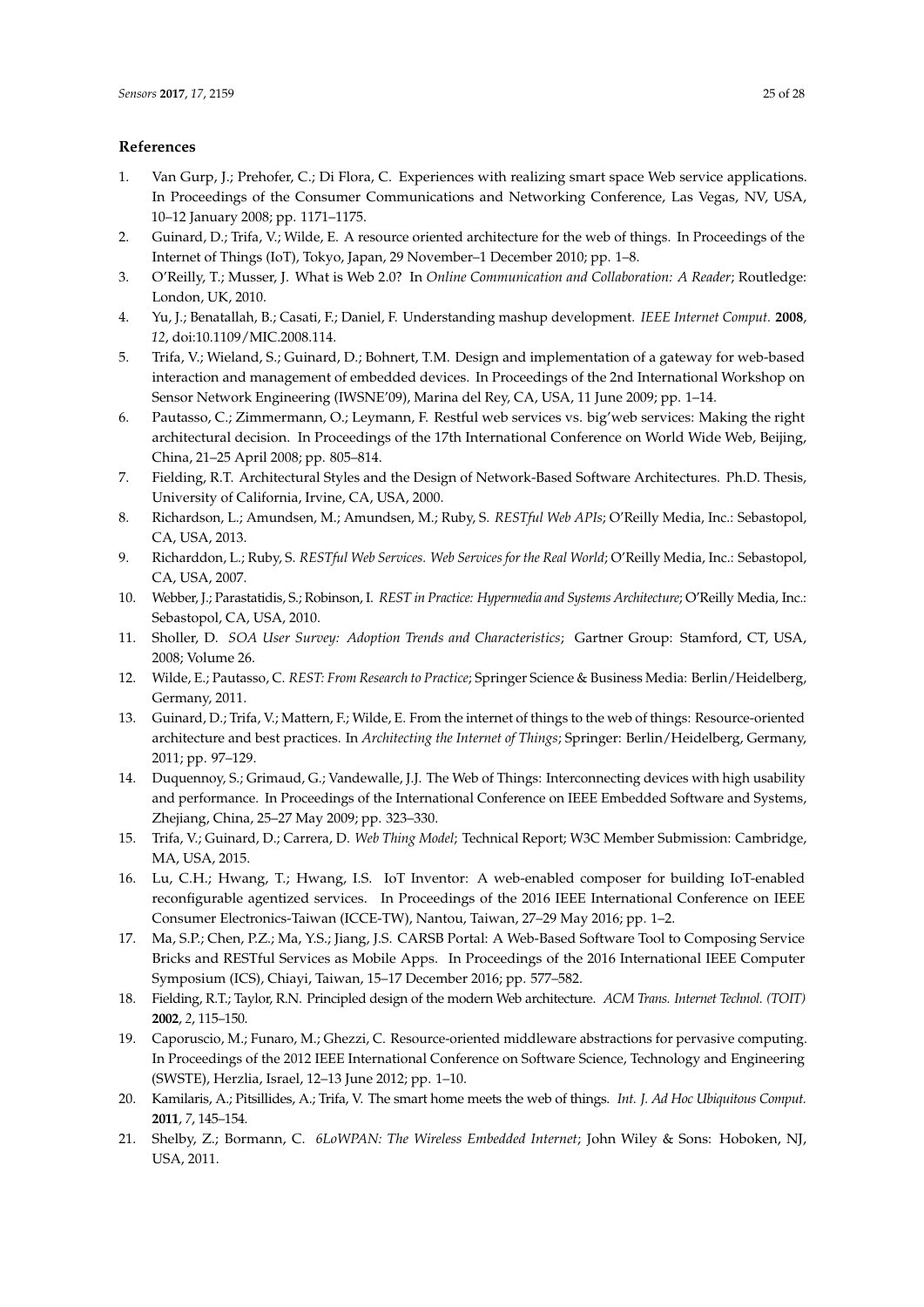## References

1. Van Gurp, J.; Prehofer, C.; Di Flora, C. Experiences with realizing smart space Web service applications. In Proceedings of the Consumer Communications and Networking Conference, Las Vegas, NV, USA, 10–12 January 2008; pp. 1171–1175.
2. Guinard, D.; Trifa, V.; Wilde, E. A resource oriented architecture for the web of things. In Proceedings of the Internet of Things (IoT), Tokyo, Japan, 29 November–1 December 2010; pp. 1–8.
3. O'Reilly, T.; Musser, J. What is Web 2.0? In *Online Communication and Collaboration: A Reader*; Routledge: London, UK, 2010.
4. Yu, J.; Benatallah, B.; Casati, F.; Daniel, F. Understanding mashup development. *IEEE Internet Comput.* **2008**, *12*, doi:10.1109/MIC.2008.114.
5. Trifa, V.; Wieland, S.; Guinard, D.; Bohnert, T.M. Design and implementation of a gateway for web-based interaction and management of embedded devices. In Proceedings of the 2nd International Workshop on Sensor Network Engineering (IWSNE'09), Marina del Rey, CA, USA, 11 June 2009; pp. 1–14.
6. Pautasso, C.; Zimmermann, O.; Leymann, F. Restful web services vs. big'web services: Making the right architectural decision. In Proceedings of the 17th International Conference on World Wide Web, Beijing, China, 21–25 April 2008; pp. 805–814.
7. Fielding, R.T. Architectural Styles and the Design of Network-Based Software Architectures. Ph.D. Thesis, University of California, Irvine, CA, USA, 2000.
8. Richardson, L.; Amundsen, M.; Amundsen, M.; Ruby, S. *RESTful Web APIs*; O'Reilly Media, Inc.: Sebastopol, CA, USA, 2013.
9. Richarddon, L.; Ruby, S. *RESTful Web Services. Web Services for the Real World*; O'Reilly Media, Inc.: Sebastopol, CA, USA, 2007.
10. Webber, J.; Parastatidis, S.; Robinson, I. *REST in Practice: Hypermedia and Systems Architecture*; O'Reilly Media, Inc.: Sebastopol, CA, USA, 2010.
11. Sholler, D. *SOA User Survey: Adoption Trends and Characteristics*; Gartner Group: Stamford, CT, USA, 2008; Volume 26.
12. Wilde, E.; Pautasso, C. *REST: From Research to Practice*; Springer Science & Business Media: Berlin/Heidelberg, Germany, 2011.
13. Guinard, D.; Trifa, V.; Mattern, F.; Wilde, E. From the internet of things to the web of things: Resource-oriented architecture and best practices. In *Architecting the Internet of Things*; Springer: Berlin/Heidelberg, Germany, 2011; pp. 97–129.
14. Duquennoy, S.; Grimaud, G.; Vandewalle, J.J. The Web of Things: Interconnecting devices with high usability and performance. In Proceedings of the International Conference on IEEE Embedded Software and Systems, Zhejiang, China, 25–27 May 2009; pp. 323–330.
15. Trifa, V.; Guinard, D.; Carrera, D. *Web Thing Model*; Technical Report; W3C Member Submission: Cambridge, MA, USA, 2015.
16. Lu, C.H.; Hwang, T.; Hwang, I.S. IoT Inventor: A web-enabled composer for building IoT-enabled reconfigurable agentized services. In Proceedings of the 2016 IEEE International Conference on IEEE Consumer Electronics-Taiwan (ICCE-TW), Nantou, Taiwan, 27–29 May 2016; pp. 1–2.
17. Ma, S.P.; Chen, P.Z.; Ma, Y.S.; Jiang, J.S. CARSB Portal: A Web-Based Software Tool to Composing Service Bricks and RESTful Services as Mobile Apps. In Proceedings of the 2016 International IEEE Computer Symposium (ICS), Chiayi, Taiwan, 15–17 December 2016; pp. 577–582.
18. Fielding, R.T.; Taylor, R.N. Principled design of the modern Web architecture. *ACM Trans. Internet Technol. (TOIT)* **2002**, *2*, 115–150.
19. Caporuscio, M.; Funaro, M.; Ghezzi, C. Resource-oriented middleware abstractions for pervasive computing. In Proceedings of the 2012 IEEE International Conference on Software Science, Technology and Engineering (SWSTE), Herzlia, Israel, 12–13 June 2012; pp. 1–10.
20. Kamilaris, A.; Pitsillides, A.; Trifa, V. The smart home meets the web of things. *Int. J. Ad Hoc Ubiquitous Comput.* **2011**, *7*, 145–154.
21. Shelby, Z.; Bormann, C. *6LoWPAN: The Wireless Embedded Internet*; John Wiley & Sons: Hoboken, NJ, USA, 2011.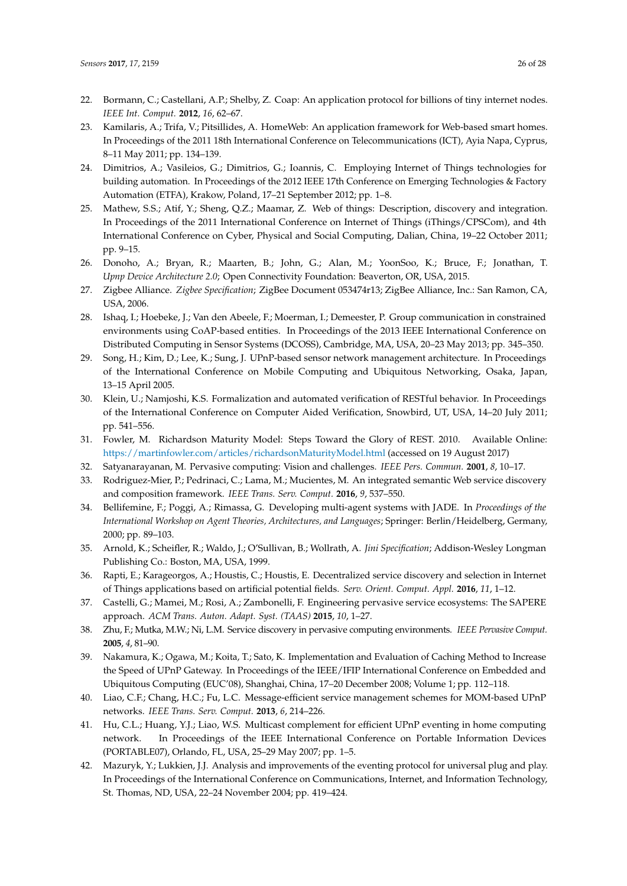22. Bormann, C.; Castellani, A.P.; Shelby, Z. Coap: An application protocol for billions of tiny internet nodes. *IEEE Int. Comput.* **2012**, *16*, 62–67.
23. Kamilaris, A.; Trifa, V.; Pitsillides, A. HomeWeb: An application framework for Web-based smart homes. In Proceedings of the 2011 18th International Conference on Telecommunications (ICT), Ayia Napa, Cyprus, 8–11 May 2011; pp. 134–139.
24. Dimitrios, A.; Vasileios, G.; Dimitrios, G.; Ioannis, C. Employing Internet of Things technologies for building automation. In Proceedings of the 2012 IEEE 17th Conference on Emerging Technologies & Factory Automation (ETFA), Krakow, Poland, 17–21 September 2012; pp. 1–8.
25. Mathew, S.S.; Atif, Y.; Sheng, Q.Z.; Maamar, Z. Web of things: Description, discovery and integration. In Proceedings of the 2011 International Conference on Internet of Things (iThings/CPSCom), and 4th International Conference on Cyber, Physical and Social Computing, Dalian, China, 19–22 October 2011; pp. 9–15.
26. Donoho, A.; Bryan, R.; Maarten, B.; John, G.; Alan, M.; YoonSoo, K.; Bruce, F.; Jonathan, T. *Upnp Device Architecture 2.0*; Open Connectivity Foundation: Beaverton, OR, USA, 2015.
27. Zigbee Alliance. *Zigbee Specification*; ZigBee Document 053474r13; ZigBee Alliance, Inc.: San Ramon, CA, USA, 2006.
28. Ishaq, I.; Hoebeke, J.; Van den Abeele, F.; Moerman, I.; Demeester, P. Group communication in constrained environments using CoAP-based entities. In Proceedings of the 2013 IEEE International Conference on Distributed Computing in Sensor Systems (DCOSS), Cambridge, MA, USA, 20–23 May 2013; pp. 345–350.
29. Song, H.; Kim, D.; Lee, K.; Sung, J. UPnP-based sensor network management architecture. In Proceedings of the International Conference on Mobile Computing and Ubiquitous Networking, Osaka, Japan, 13–15 April 2005.
30. Klein, U.; Namjoshi, K.S. Formalization and automated verification of RESTful behavior. In Proceedings of the International Conference on Computer Aided Verification, Snowbird, UT, USA, 14–20 July 2011; pp. 541–556.
31. Fowler, M. Richardson Maturity Model: Steps Toward the Glory of REST. 2010. Available Online: https://martinfowler.com/articles/richardsonMaturityModel.html (accessed on 19 August 2017)
32. Satyanarayanan, M. Pervasive computing: Vision and challenges. *IEEE Pers. Commun.* **2001**, *8*, 10–17.
33. Rodriguez-Mier, P.; Pedrinaci, C.; Lama, M.; Mucientes, M. An integrated semantic Web service discovery and composition framework. *IEEE Trans. Serv. Comput.* **2016**, *9*, 537–550.
34. Bellifemine, F.; Poggi, A.; Rimassa, G. Developing multi-agent systems with JADE. In *Proceedings of the International Workshop on Agent Theories, Architectures, and Languages*; Springer: Berlin/Heidelberg, Germany, 2000; pp. 89–103.
35. Arnold, K.; Scheifler, R.; Waldo, J.; O'Sullivan, B.; Wollrath, A. *Jini Specification*; Addison-Wesley Longman Publishing Co.: Boston, MA, USA, 1999.
36. Rapti, E.; Karageorgos, A.; Houstis, C.; Houstis, E. Decentralized service discovery and selection in Internet of Things applications based on artificial potential fields. *Serv. Orient. Comput. Appl.* **2016**, *11*, 1–12.
37. Castelli, G.; Mamei, M.; Rosi, A.; Zambonelli, F. Engineering pervasive service ecosystems: The SAPERE approach. *ACM Trans. Auton. Adapt. Syst. (TAAS)* **2015**, *10*, 1–27.
38. Zhu, F.; Mutka, M.W.; Ni, L.M. Service discovery in pervasive computing environments. *IEEE Pervasive Comput.* **2005**, *4*, 81–90.
39. Nakamura, K.; Ogawa, M.; Koita, T.; Sato, K. Implementation and Evaluation of Caching Method to Increase the Speed of UPnP Gateway. In Proceedings of the IEEE/IFIP International Conference on Embedded and Ubiquitous Computing (EUC'08), Shanghai, China, 17–20 December 2008; Volume 1; pp. 112–118.
40. Liao, C.F.; Chang, H.C.; Fu, L.C. Message-efficient service management schemes for MOM-based UPnP networks. *IEEE Trans. Serv. Comput.* **2013**, *6*, 214–226.
41. Hu, C.L.; Huang, Y.J.; Liao, W.S. Multicast complement for efficient UPnP eventing in home computing network. In Proceedings of the IEEE International Conference on Portable Information Devices (PORTABLE07), Orlando, FL, USA, 25–29 May 2007; pp. 1–5.
42. Mazuryk, Y.; Lukkien, J.J. Analysis and improvements of the eventing protocol for universal plug and play. In Proceedings of the International Conference on Communications, Internet, and Information Technology, St. Thomas, ND, USA, 22–24 November 2004; pp. 419–424.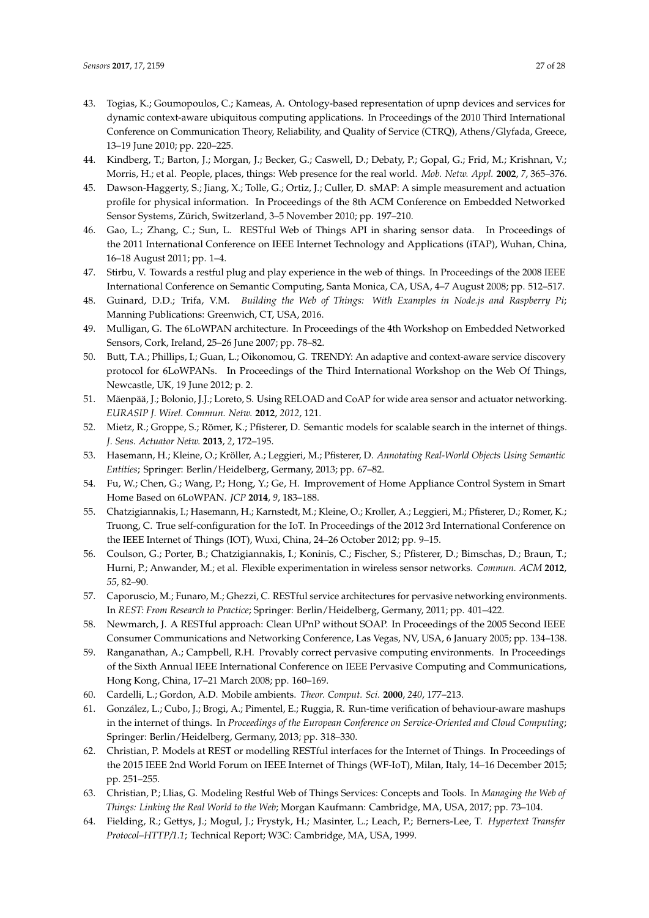43. Togias, K.; Goumopoulos, C.; Kameas, A. Ontology-based representation of upnp devices and services for dynamic context-aware ubiquitous computing applications. In Proceedings of the 2010 Third International Conference on Communication Theory, Reliability, and Quality of Service (CTRQ), Athens/Glyfada, Greece, 13–19 June 2010; pp. 220–225.
44. Kindberg, T.; Barton, J.; Morgan, J.; Becker, G.; Caswell, D.; Debaty, P.; Gopal, G.; Frid, M.; Krishnan, V.; Morris, H.; et al. People, places, things: Web presence for the real world. *Mob. Netw. Appl.* **2002**, *7*, 365–376.
45. Dawson-Haggerty, S.; Jiang, X.; Tolle, G.; Ortiz, J.; Culler, D. sMAP: A simple measurement and actuation profile for physical information. In Proceedings of the 8th ACM Conference on Embedded Networked Sensor Systems, Zürich, Switzerland, 3–5 November 2010; pp. 197–210.
46. Gao, L.; Zhang, C.; Sun, L. RESTful Web of Things API in sharing sensor data. In Proceedings of the 2011 International Conference on IEEE Internet Technology and Applications (iTAP), Wuhan, China, 16–18 August 2011; pp. 1–4.
47. Stirbu, V. Towards a restful plug and play experience in the web of things. In Proceedings of the 2008 IEEE International Conference on Semantic Computing, Santa Monica, CA, USA, 4–7 August 2008; pp. 512–517.
48. Guinard, D.D.; Trifa, V.M. *Building the Web of Things: With Examples in Node.js and Raspberry Pi*; Manning Publications: Greenwich, CT, USA, 2016.
49. Mulligan, G. The 6LoWPAN architecture. In Proceedings of the 4th Workshop on Embedded Networked Sensors, Cork, Ireland, 25–26 June 2007; pp. 78–82.
50. Butt, T.A.; Phillips, I.; Guan, L.; Oikonomou, G. TRENDY: An adaptive and context-aware service discovery protocol for 6LoWPANs. In Proceedings of the Third International Workshop on the Web Of Things, Newcastle, UK, 19 June 2012; p. 2.
51. Mäenpää, J.; Bolonio, J.J.; Loreto, S. Using RELOAD and CoAP for wide area sensor and actuator networking. *EURASIP J. Wirel. Commun. Netw.* **2012**, *2012*, 121.
52. Mietz, R.; Groppe, S.; Römer, K.; Pfisterer, D. Semantic models for scalable search in the internet of things. *J. Sens. Actuator Netw.* **2013**, *2*, 172–195.
53. Hasemann, H.; Kleine, O.; Kröller, A.; Leggieri, M.; Pfisterer, D. *Annotating Real-World Objects Using Semantic Entities*; Springer: Berlin/Heidelberg, Germany, 2013; pp. 67–82.
54. Fu, W.; Chen, G.; Wang, P.; Hong, Y.; Ge, H. Improvement of Home Appliance Control System in Smart Home Based on 6LoWPAN. *JCP* **2014**, *9*, 183–188.
55. Chatzigiannakis, I.; Hasemann, H.; Karnstedt, M.; Kleine, O.; Kroller, A.; Leggieri, M.; Pfisterer, D.; Romer, K.; Truong, C. True self-configuration for the IoT. In Proceedings of the 2012 3rd International Conference on the IEEE Internet of Things (IOT), Wuxi, China, 24–26 October 2012; pp. 9–15.
56. Coulson, G.; Porter, B.; Chatzigiannakis, I.; Koninis, C.; Fischer, S.; Pfisterer, D.; Bimschas, D.; Braun, T.; Hurni, P.; Anwander, M.; et al. Flexible experimentation in wireless sensor networks. *Commun. ACM* **2012**, *55*, 82–90.
57. Caporuscio, M.; Funaro, M.; Ghezzi, C. RESTful service architectures for pervasive networking environments. In *REST: From Research to Practice*; Springer: Berlin/Heidelberg, Germany, 2011; pp. 401–422.
58. Newmarch, J. A RESTful approach: Clean UPnP without SOAP. In Proceedings of the 2005 Second IEEE Consumer Communications and Networking Conference, Las Vegas, NV, USA, 6 January 2005; pp. 134–138.
59. Ranganathan, A.; Campbell, R.H. Provably correct pervasive computing environments. In Proceedings of the Sixth Annual IEEE International Conference on IEEE Pervasive Computing and Communications, Hong Kong, China, 17–21 March 2008; pp. 160–169.
60. Cardelli, L.; Gordon, A.D. Mobile ambients. *Theor. Comput. Sci.* **2000**, *240*, 177–213.
61. González, L.; Cubo, J.; Brogi, A.; Pimentel, E.; Ruggia, R. Run-time verification of behaviour-aware mashups in the internet of things. In *Proceedings of the European Conference on Service-Oriented and Cloud Computing*; Springer: Berlin/Heidelberg, Germany, 2013; pp. 318–330.
62. Christian, P. Models at REST or modelling RESTful interfaces for the Internet of Things. In Proceedings of the 2015 IEEE 2nd World Forum on IEEE Internet of Things (WF-IoT), Milan, Italy, 14–16 December 2015; pp. 251–255.
63. Christian, P.; Llias, G. Modeling Restful Web of Things Services: Concepts and Tools. In *Managing the Web of Things: Linking the Real World to the Web*; Morgan Kaufmann: Cambridge, MA, USA, 2017; pp. 73–104.
64. Fielding, R.; Gettys, J.; Mogul, J.; Frystyk, H.; Masinter, L.; Leach, P.; Berners-Lee, T. *Hypertext Transfer Protocol–HTTP/1.1*; Technical Report; W3C: Cambridge, MA, USA, 1999.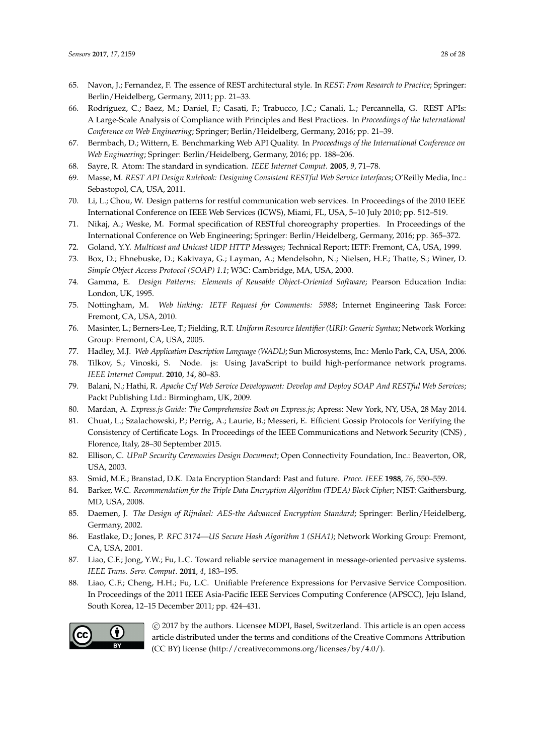65. Navon, J.; Fernandez, F. The essence of REST architectural style. In *REST: From Research to Practice*; Springer: Berlin/Heidelberg, Germany, 2011; pp. 21–33.
66. Rodríguez, C.; Baez, M.; Daniel, F.; Casati, F.; Trabucco, J.C.; Canali, L.; Percannella, G. REST APIs: A Large-Scale Analysis of Compliance with Principles and Best Practices. In *Proceedings of the International Conference on Web Engineering*; Springer; Berlin/Heidelberg, Germany, 2016; pp. 21–39.
67. Bermbach, D.; Wittern, E. Benchmarking Web API Quality. In *Proceedings of the International Conference on Web Engineering*; Springer: Berlin/Heidelberg, Germany, 2016; pp. 188–206.
68. Sayre, R. Atom: The standard in syndication. *IEEE Internet Comput.* **2005**, *9*, 71–78.
69. Masse, M. *REST API Design Rulebook: Designing Consistent RESTful Web Service Interfaces*; O'Reilly Media, Inc.: Sebastopol, CA, USA, 2011.
70. Li, L.; Chou, W. Design patterns for restful communication web services. In Proceedings of the 2010 IEEE International Conference on IEEE Web Services (ICWS), Miami, FL, USA, 5–10 July 2010; pp. 512–519.
71. Nikaj, A.; Weske, M. Formal specification of RESTful choreography properties. In Proceedings of the International Conference on Web Engineering; Springer: Berlin/Heidelberg, Germany, 2016; pp. 365–372.
72. Goland, Y.Y. *Multicast and Unicast UDP HTTP Messages*; Technical Report; IETF: Fremont, CA, USA, 1999.
73. Box, D.; Ehnebuske, D.; Kakivaya, G.; Layman, A.; Mendelsohn, N.; Nielsen, H.F.; Thatte, S.; Winer, D. *Simple Object Access Protocol (SOAP) 1.1*; W3C: Cambridge, MA, USA, 2000.
74. Gamma, E. *Design Patterns: Elements of Reusable Object-Oriented Software*; Pearson Education India: London, UK, 1995.
75. Nottingham, M. *Web linking: IETF Request for Comments: 5988*; Internet Engineering Task Force: Fremont, CA, USA, 2010.
76. Masinter, L.; Berners-Lee, T.; Fielding, R.T. *Uniform Resource Identifier (URI): Generic Syntax*; Network Working Group: Fremont, CA, USA, 2005.
77. Hadley, M.J. *Web Application Description Language (WADL)*; Sun Microsystems, Inc.: Menlo Park, CA, USA, 2006.
78. Tilkov, S.; Vinoski, S. Node. js: Using JavaScript to build high-performance network programs. *IEEE Internet Comput.* **2010**, *14*, 80–83.
79. Balani, N.; Hathi, R. *Apache Cxf Web Service Development: Develop and Deploy SOAP And RESTful Web Services*; Packt Publishing Ltd.: Birmingham, UK, 2009.
80. Mardan, A. *Express.js Guide: The Comprehensive Book on Express.js*; Apress: New York, NY, USA, 28 May 2014.
81. Chuat, L.; Szalachowski, P.; Perrig, A.; Laurie, B.; Messeri, E. Efficient Gossip Protocols for Verifying the Consistency of Certificate Logs. In Proceedings of the IEEE Communications and Network Security (CNS) , Florence, Italy, 28–30 September 2015.
82. Ellison, C. *UPnP Security Ceremonies Design Document*; Open Connectivity Foundation, Inc.: Beaverton, OR, USA, 2003.
83. Smid, M.E.; Branstad, D.K. Data Encryption Standard: Past and future. *Proce. IEEE* **1988**, *76*, 550–559.
84. Barker, W.C. *Recommendation for the Triple Data Encryption Algorithm (TDEA) Block Cipher*; NIST: Gaithersburg, MD, USA, 2008.
85. Daemen, J. *The Design of Rijndael: AES-the Advanced Encryption Standard*; Springer: Berlin/Heidelberg, Germany, 2002.
86. Eastlake, D.; Jones, P. *RFC 3174—US Secure Hash Algorithm 1 (SHA1)*; Network Working Group: Fremont, CA, USA, 2001.
87. Liao, C.F.; Jong, Y.W.; Fu, L.C. Toward reliable service management in message-oriented pervasive systems. *IEEE Trans. Serv. Comput.* **2011**, *4*, 183–195.
88. Liao, C.F.; Cheng, H.H.; Fu, L.C. Unifiable Preference Expressions for Pervasive Service Composition. In Proceedings of the 2011 IEEE Asia-Pacific IEEE Services Computing Conference (APSCC), Jeju Island, South Korea, 12–15 December 2011; pp. 424–431.

© 2017 by the authors. Licensee MDPI, Basel, Switzerland. This article is an open access article distributed under the terms and conditions of the Creative Commons Attribution (CC BY) license (http://creativecommons.org/licenses/by/4.0/).